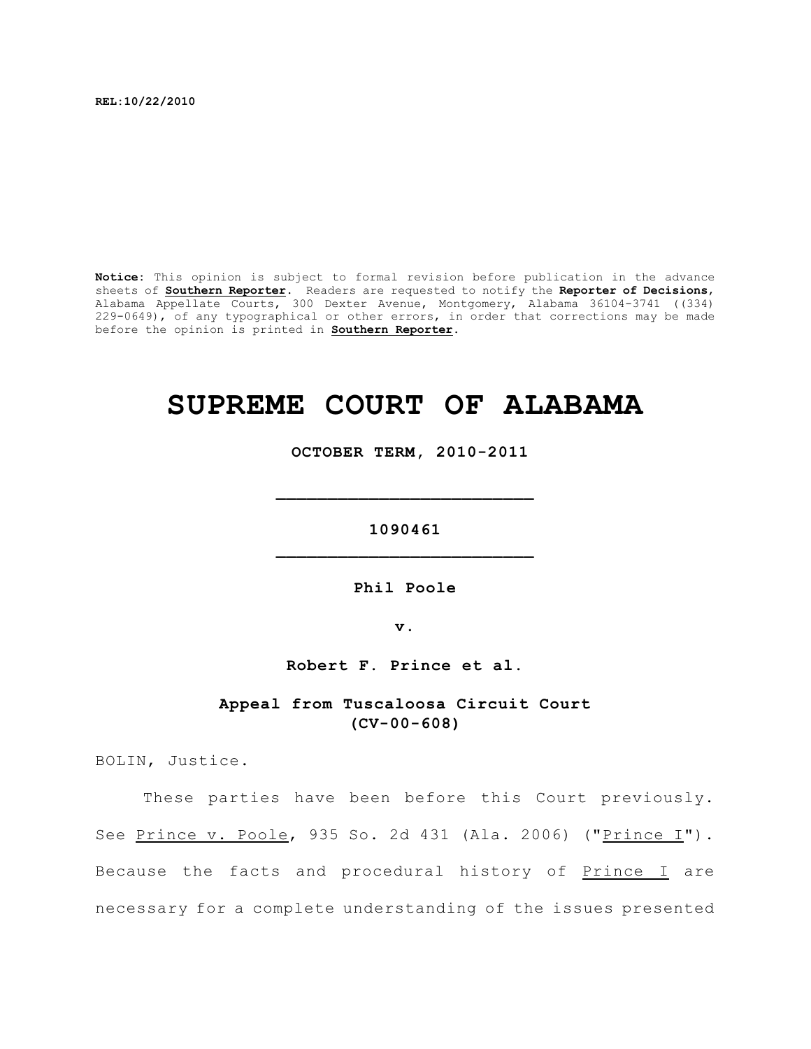REL:10/22/2010

**Notice:** This opinion is subject to formal revision before publication in the advance sheets of **Southern Reporter**. Readers are requested to notify the **Reporter of Decisions**, Alabama Appellate Courts, 300 Dexter Avenue, Montgomery, Alabama 36104-3741 ((334) 229-0649), of any typographical or other errors, in order that corrections may be made before the opinion is printed in **Southern Reporter**.

# SUPREME COURT OF ALABAMA

**OCTOBER TERM, 2010-2011**

---

**1090461**

---

**Phil Poole**

**v.**

**Robert F. Prince et al.**

**Appeal from Tuscaloosa Circuit Court (CV-00-608)**

BOLIN, Justice.

These parties have been before this Court previously. See Prince v. Poole, 935 So. 2d 431 (Ala. 2006) ("Prince I"). Because the facts and procedural history of Prince I are necessary for a complete understanding of the issues presented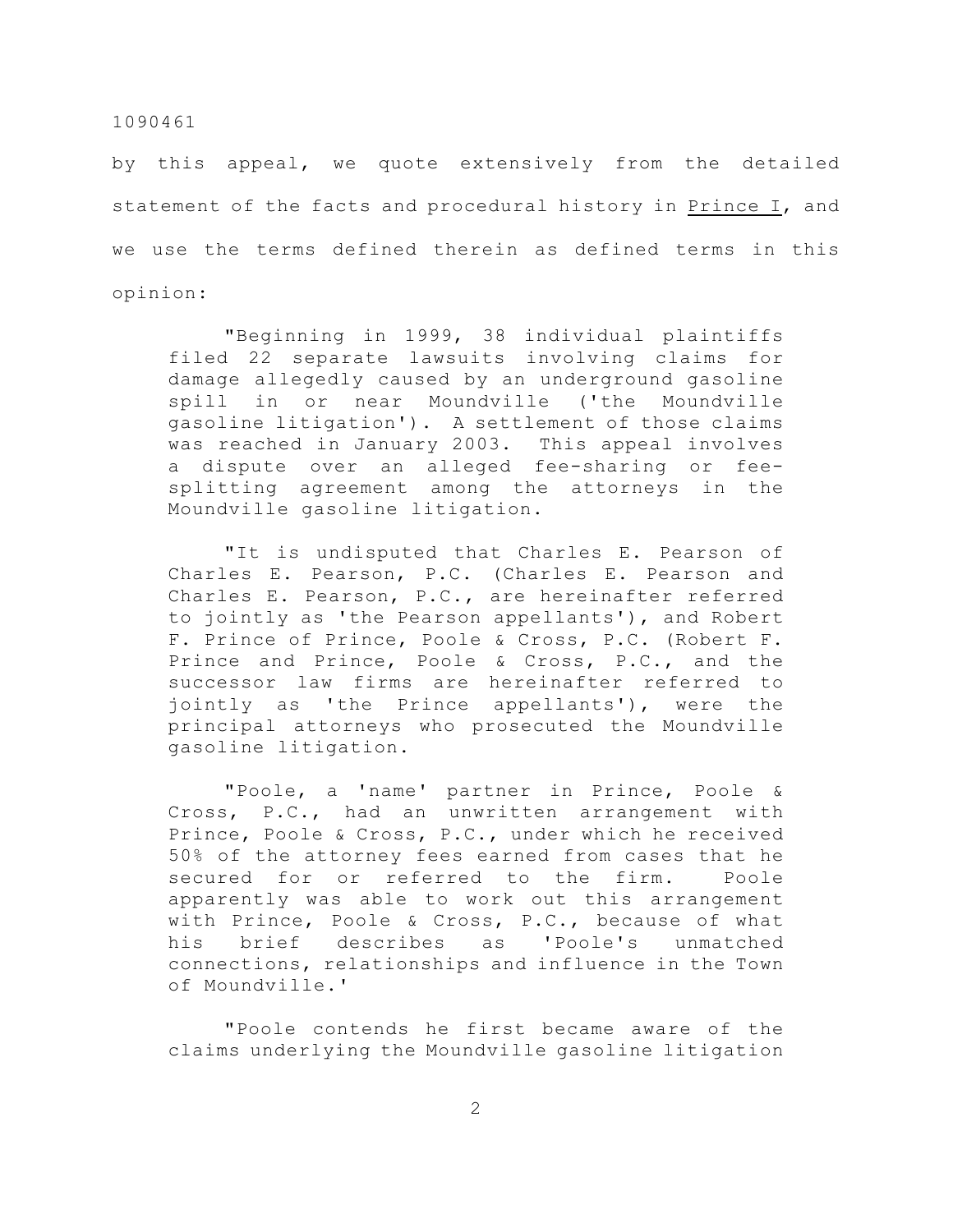by this appeal, we quote extensively from the detailed statement of the facts and procedural history in Prince I, and we use the terms defined therein as defined terms in this opinion:

> "Beginning in 1999, 38 individual plaintiffs filed 22 separate lawsuits involving claims for damage allegedly caused by an underground gasoline spill in or near Moundville ('the Moundville gasoline litigation'). A settlement of those claims was reached in January 2003. This appeal involves a dispute over an alleged fee-sharing or fee-splitting agreement among the attorneys in the Moundville gasoline litigation.
>
> "It is undisputed that Charles E. Pearson of Charles E. Pearson, P.C. (Charles E. Pearson and Charles E. Pearson, P.C., are hereinafter referred to jointly as 'the Pearson appellants'), and Robert F. Prince of Prince, Poole & Cross, P.C. (Robert F. Prince and Prince, Poole & Cross, P.C., and the successor law firms are hereinafter referred to jointly as 'the Prince appellants'), were the principal attorneys who prosecuted the Moundville gasoline litigation.
>
> "Poole, a 'name' partner in Prince, Poole & Cross, P.C., had an unwritten arrangement with Prince, Poole & Cross, P.C., under which he received 50% of the attorney fees earned from cases that he secured for or referred to the firm. Poole apparently was able to work out this arrangement with Prince, Poole & Cross, P.C., because of what his brief describes as 'Poole's unmatched connections, relationships and influence in the Town of Moundville.'
>
> "Poole contends he first became aware of the claims underlying the Moundville gasoline litigation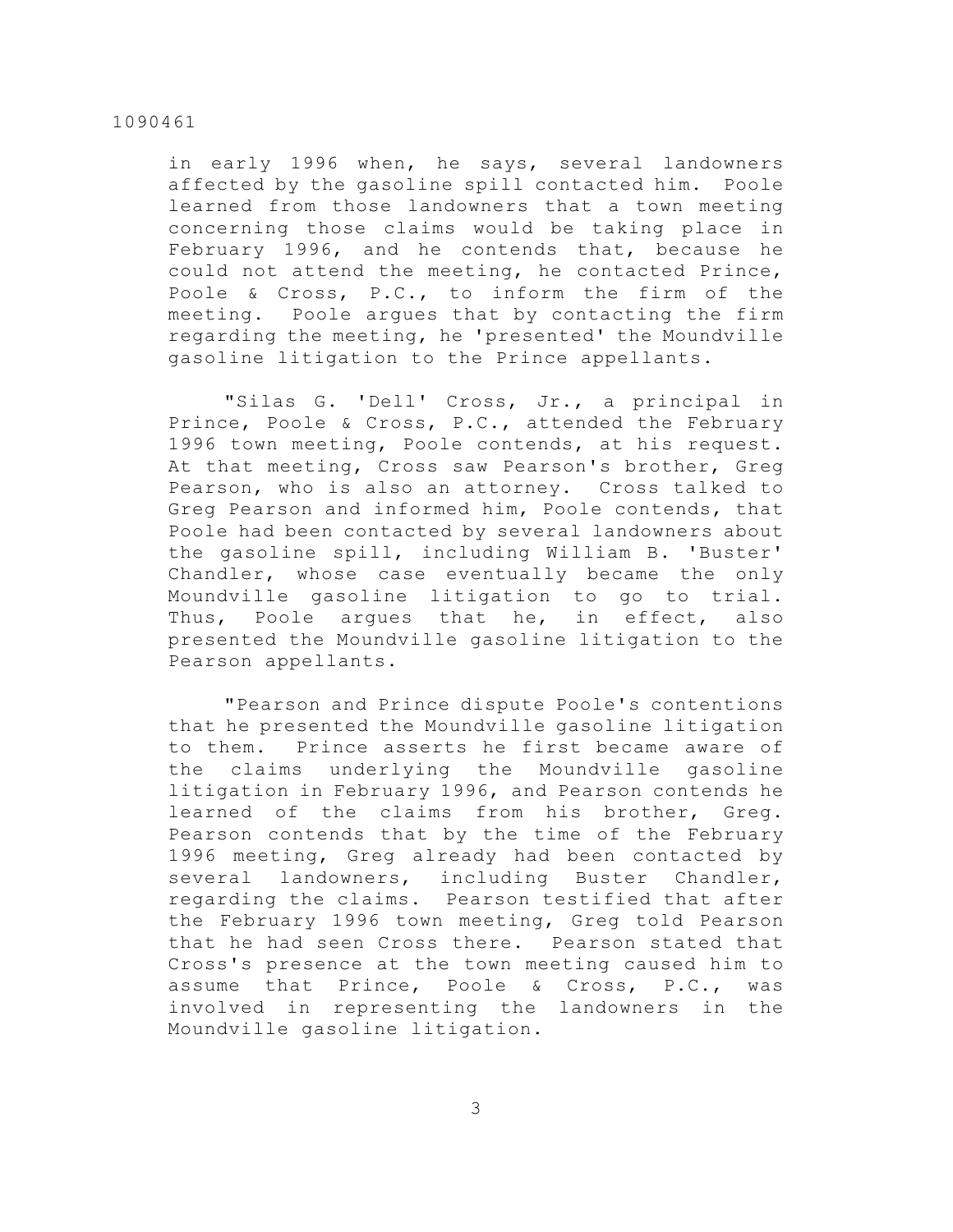in early 1996 when, he says, several landowners affected by the gasoline spill contacted him. Poole learned from those landowners that a town meeting concerning those claims would be taking place in February 1996, and he contends that, because he could not attend the meeting, he contacted Prince, Poole & Cross, P.C., to inform the firm of the meeting. Poole argues that by contacting the firm regarding the meeting, he 'presented' the Moundville gasoline litigation to the Prince appellants.

"Silas G. 'Dell' Cross, Jr., a principal in Prince, Poole & Cross, P.C., attended the February 1996 town meeting, Poole contends, at his request. At that meeting, Cross saw Pearson's brother, Greg Pearson, who is also an attorney. Cross talked to Greg Pearson and informed him, Poole contends, that Poole had been contacted by several landowners about the gasoline spill, including William B. 'Buster' Chandler, whose case eventually became the only Moundville gasoline litigation to go to trial. Thus, Poole argues that he, in effect, also presented the Moundville gasoline litigation to the Pearson appellants.

"Pearson and Prince dispute Poole's contentions that he presented the Moundville gasoline litigation to them. Prince asserts he first became aware of the claims underlying the Moundville gasoline litigation in February 1996, and Pearson contends he learned of the claims from his brother, Greg. Pearson contends that by the time of the February 1996 meeting, Greg already had been contacted by several landowners, including Buster Chandler, regarding the claims. Pearson testified that after the February 1996 town meeting, Greg told Pearson that he had seen Cross there. Pearson stated that Cross's presence at the town meeting caused him to assume that Prince, Poole & Cross, P.C., was involved in representing the landowners in the Moundville gasoline litigation.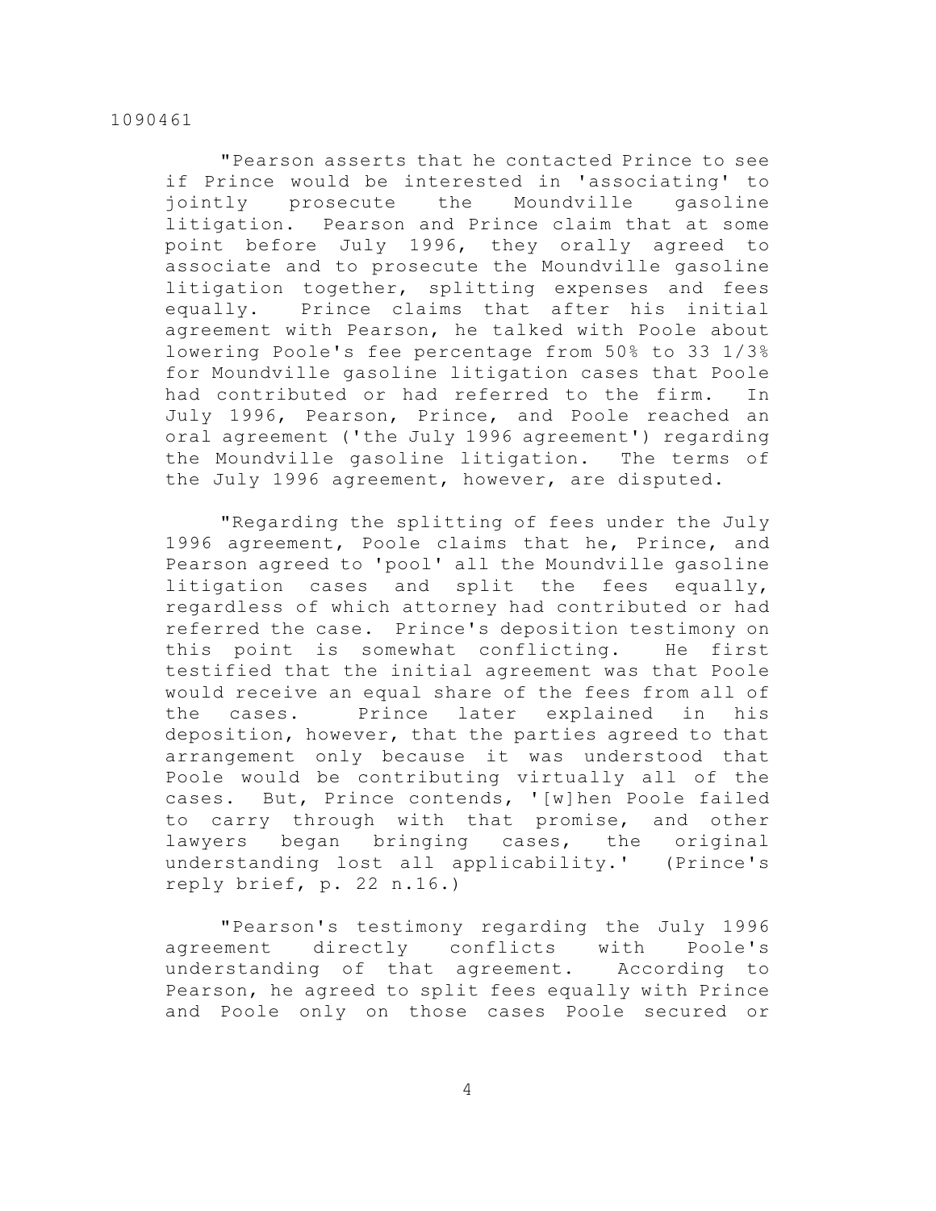"Pearson asserts that he contacted Prince to see if Prince would be interested in 'associating' to jointly prosecute the Moundville gasoline litigation. Pearson and Prince claim that at some point before July 1996, they orally agreed to associate and to prosecute the Moundville gasoline litigation together, splitting expenses and fees equally. Prince claims that after his initial agreement with Pearson, he talked with Poole about lowering Poole's fee percentage from 50% to 33 1/3% for Moundville gasoline litigation cases that Poole had contributed or had referred to the firm. In July 1996, Pearson, Prince, and Poole reached an oral agreement ('the July 1996 agreement') regarding the Moundville gasoline litigation. The terms of the July 1996 agreement, however, are disputed.

"Regarding the splitting of fees under the July 1996 agreement, Poole claims that he, Prince, and Pearson agreed to 'pool' all the Moundville gasoline litigation cases and split the fees equally, regardless of which attorney had contributed or had referred the case. Prince's deposition testimony on this point is somewhat conflicting. He first testified that the initial agreement was that Poole would receive an equal share of the fees from all of the cases. Prince later explained in his deposition, however, that the parties agreed to that arrangement only because it was understood that Poole would be contributing virtually all of the cases. But, Prince contends, '[w]hen Poole failed to carry through with that promise, and other lawyers began bringing cases, the original understanding lost all applicability.' (Prince's reply brief, p. 22 n.16.)

"Pearson's testimony regarding the July 1996 agreement directly conflicts with Poole's understanding of that agreement. According to Pearson, he agreed to split fees equally with Prince and Poole only on those cases Poole secured or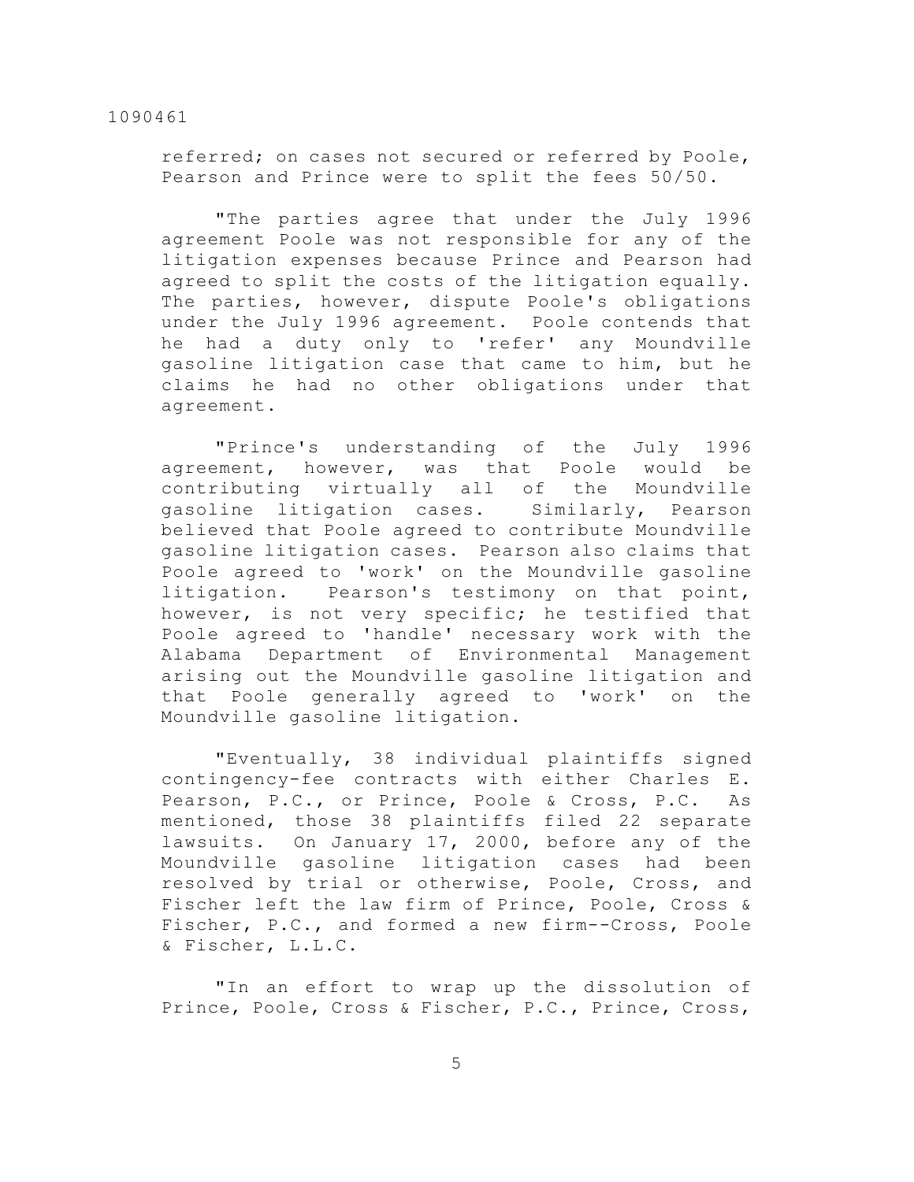referred; on cases not secured or referred by Poole, Pearson and Prince were to split the fees 50/50.

"The parties agree that under the July 1996 agreement Poole was not responsible for any of the litigation expenses because Prince and Pearson had agreed to split the costs of the litigation equally. The parties, however, dispute Poole's obligations under the July 1996 agreement. Poole contends that he had a duty only to 'refer' any Moundville gasoline litigation case that came to him, but he claims he had no other obligations under that agreement.

"Prince's understanding of the July 1996 agreement, however, was that Poole would be contributing virtually all of the Moundville gasoline litigation cases. Similarly, Pearson believed that Poole agreed to contribute Moundville gasoline litigation cases. Pearson also claims that Poole agreed to 'work' on the Moundville gasoline litigation. Pearson's testimony on that point, however, is not very specific; he testified that Poole agreed to 'handle' necessary work with the Alabama Department of Environmental Management arising out the Moundville gasoline litigation and that Poole generally agreed to 'work' on the Moundville gasoline litigation.

"Eventually, 38 individual plaintiffs signed contingency-fee contracts with either Charles E. Pearson, P.C., or Prince, Poole & Cross, P.C. As mentioned, those 38 plaintiffs filed 22 separate lawsuits. On January 17, 2000, before any of the Moundville gasoline litigation cases had been resolved by trial or otherwise, Poole, Cross, and Fischer left the law firm of Prince, Poole, Cross & Fischer, P.C., and formed a new firm--Cross, Poole & Fischer, L.L.C.

"In an effort to wrap up the dissolution of Prince, Poole, Cross & Fischer, P.C., Prince, Cross,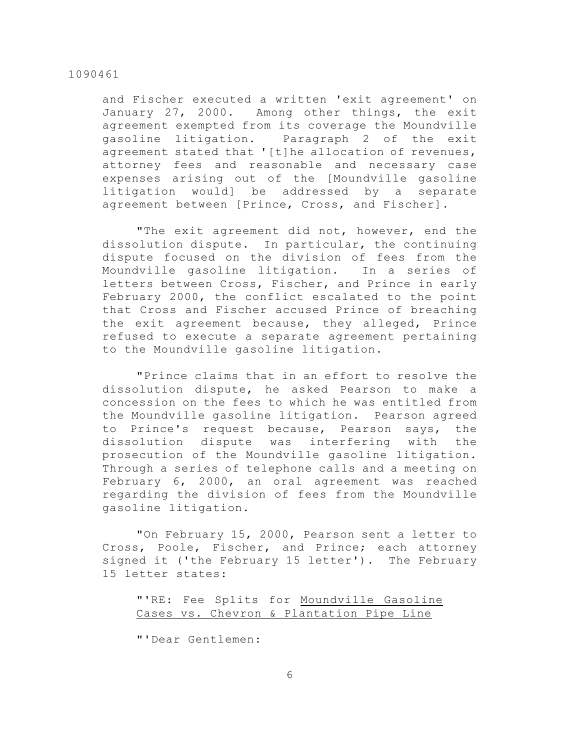and Fischer executed a written 'exit agreement' on January 27, 2000. Among other things, the exit agreement exempted from its coverage the Moundville gasoline litigation. Paragraph 2 of the exit agreement stated that '[t]he allocation of revenues, attorney fees and reasonable and necessary case expenses arising out of the [Moundville gasoline litigation would] be addressed by a separate agreement between [Prince, Cross, and Fischer].

"The exit agreement did not, however, end the dissolution dispute. In particular, the continuing dispute focused on the division of fees from the Moundville gasoline litigation. In a series of letters between Cross, Fischer, and Prince in early February 2000, the conflict escalated to the point that Cross and Fischer accused Prince of breaching the exit agreement because, they alleged, Prince refused to execute a separate agreement pertaining to the Moundville gasoline litigation.

"Prince claims that in an effort to resolve the dissolution dispute, he asked Pearson to make a concession on the fees to which he was entitled from the Moundville gasoline litigation. Pearson agreed to Prince's request because, Pearson says, the dissolution dispute was interfering with the prosecution of the Moundville gasoline litigation. Through a series of telephone calls and a meeting on February 6, 2000, an oral agreement was reached regarding the division of fees from the Moundville gasoline litigation.

"On February 15, 2000, Pearson sent a letter to Cross, Poole, Fischer, and Prince; each attorney signed it ('the February 15 letter'). The February 15 letter states:

"'RE: Fee Splits for <u>Moundville Gasoline Cases vs. Chevron & Plantation Pipe Line</u>

"'Dear Gentlemen: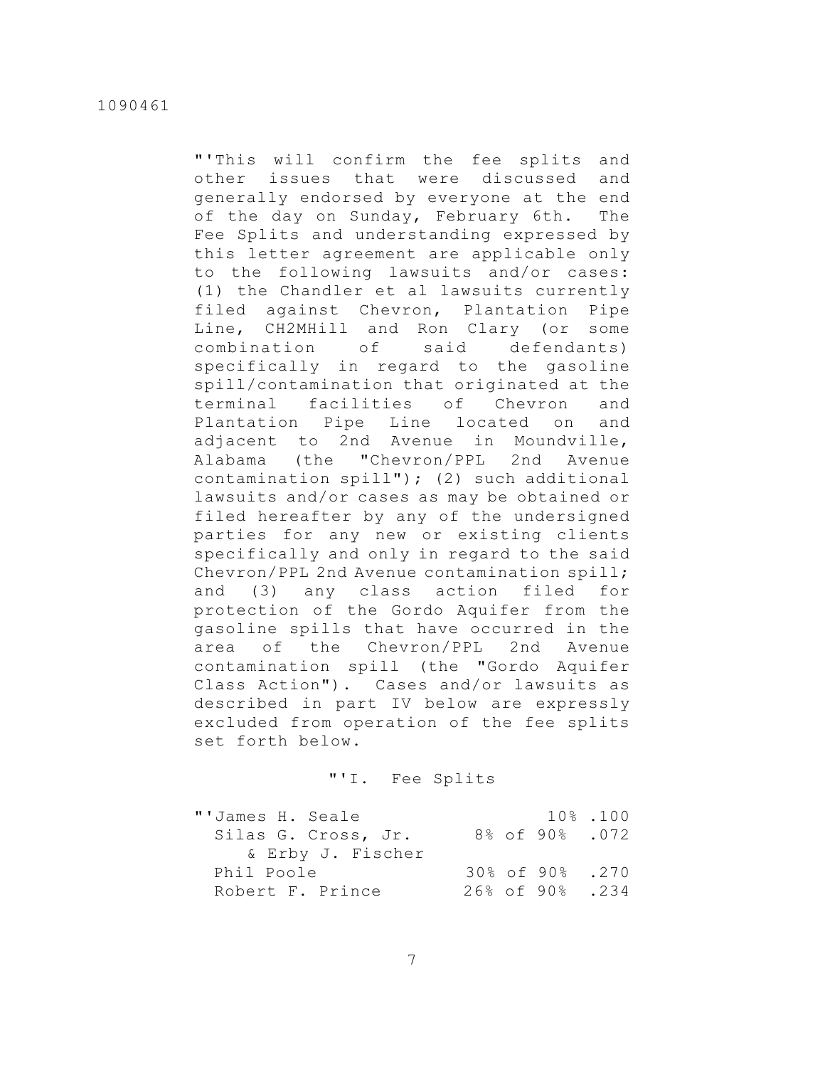"'This will confirm the fee splits and other issues that were discussed and generally endorsed by everyone at the end of the day on Sunday, February 6th. The Fee Splits and understanding expressed by this letter agreement are applicable only to the following lawsuits and/or cases: (1) the Chandler et al lawsuits currently filed against Chevron, Plantation Pipe Line, CH2MHill and Ron Clary (or some combination of said defendants) specifically in regard to the gasoline spill/contamination that originated at the terminal facilities of Chevron and Plantation Pipe Line located on and adjacent to 2nd Avenue in Moundville, Alabama (the "Chevron/PPL 2nd Avenue contamination spill"); (2) such additional lawsuits and/or cases as may be obtained or filed hereafter by any of the undersigned parties for any new or existing clients specifically and only in regard to the said Chevron/PPL 2nd Avenue contamination spill; and (3) any class action filed for protection of the Gordo Aquifer from the gasoline spills that have occurred in the area of the Chevron/PPL 2nd Avenue contamination spill (the "Gordo Aquifer Class Action"). Cases and/or lawsuits as described in part IV below are expressly excluded from operation of the fee splits set forth below.

"'I. Fee Splits

| | | |
|---|---|---|
| "'James H. Seale | 10% | .100 |
| Silas G. Cross, Jr. & Erby J. Fischer | 8% of 90% | .072 |
| Phil Poole | 30% of 90% | .270 |
| Robert F. Prince | 26% of 90% | .234 |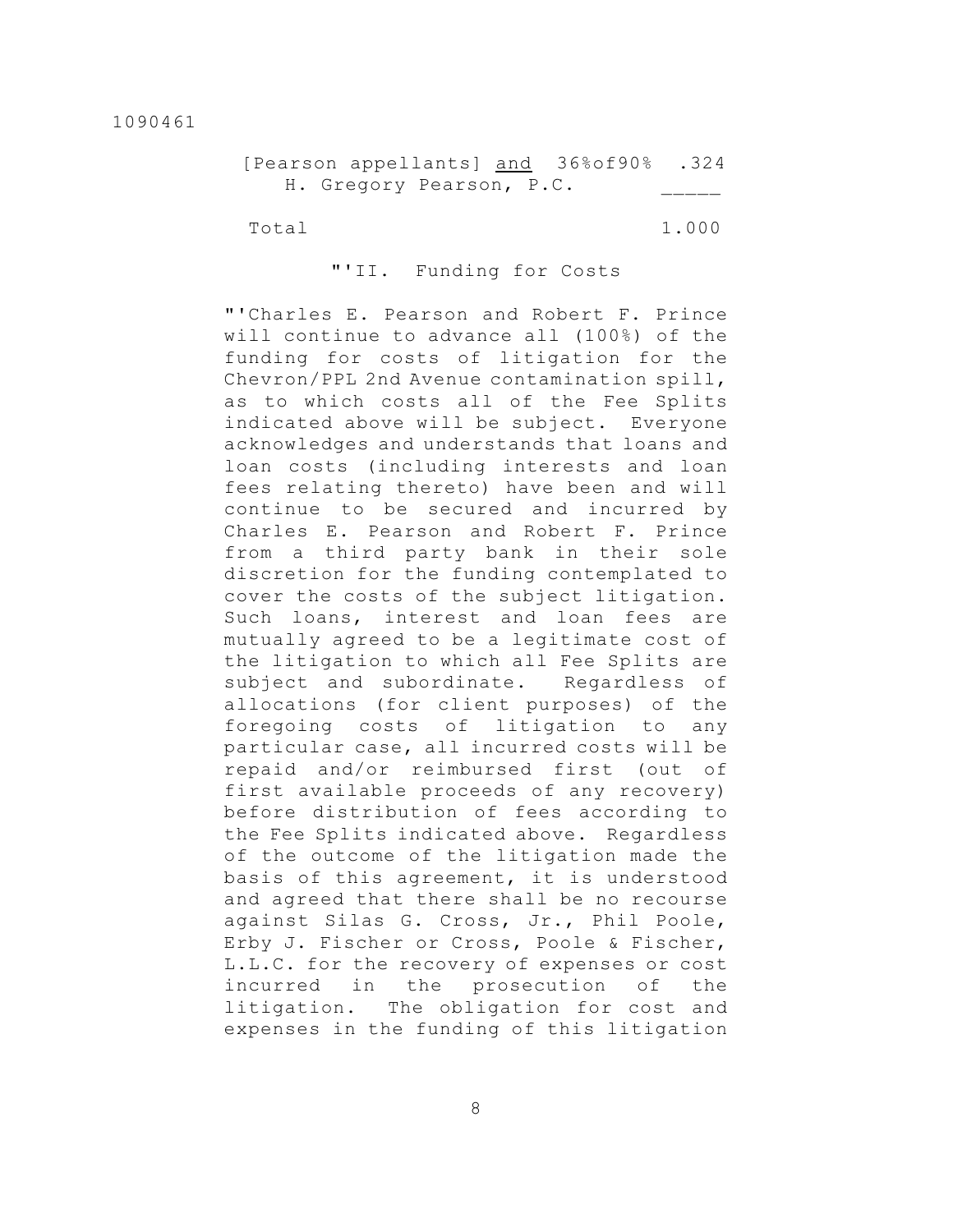| | | |
|---|---|---|
| [Pearson appellants] <u>and</u> H. Gregory Pearson, P.C. | 36%of90% | .324 |
| Total | | 1.000 |

"'II. Funding for Costs

"'Charles E. Pearson and Robert F. Prince will continue to advance all (100%) of the funding for costs of litigation for the Chevron/PPL 2nd Avenue contamination spill, as to which costs all of the Fee Splits indicated above will be subject. Everyone acknowledges and understands that loans and loan costs (including interests and loan fees relating thereto) have been and will continue to be secured and incurred by Charles E. Pearson and Robert F. Prince from a third party bank in their sole discretion for the funding contemplated to cover the costs of the subject litigation. Such loans, interest and loan fees are mutually agreed to be a legitimate cost of the litigation to which all Fee Splits are subject and subordinate. Regardless of allocations (for client purposes) of the foregoing costs of litigation to any particular case, all incurred costs will be repaid and/or reimbursed first (out of first available proceeds of any recovery) before distribution of fees according to the Fee Splits indicated above. Regardless of the outcome of the litigation made the basis of this agreement, it is understood and agreed that there shall be no recourse against Silas G. Cross, Jr., Phil Poole, Erby J. Fischer or Cross, Poole & Fischer, L.L.C. for the recovery of expenses or cost incurred in the prosecution of the litigation. The obligation for cost and expenses in the funding of this litigation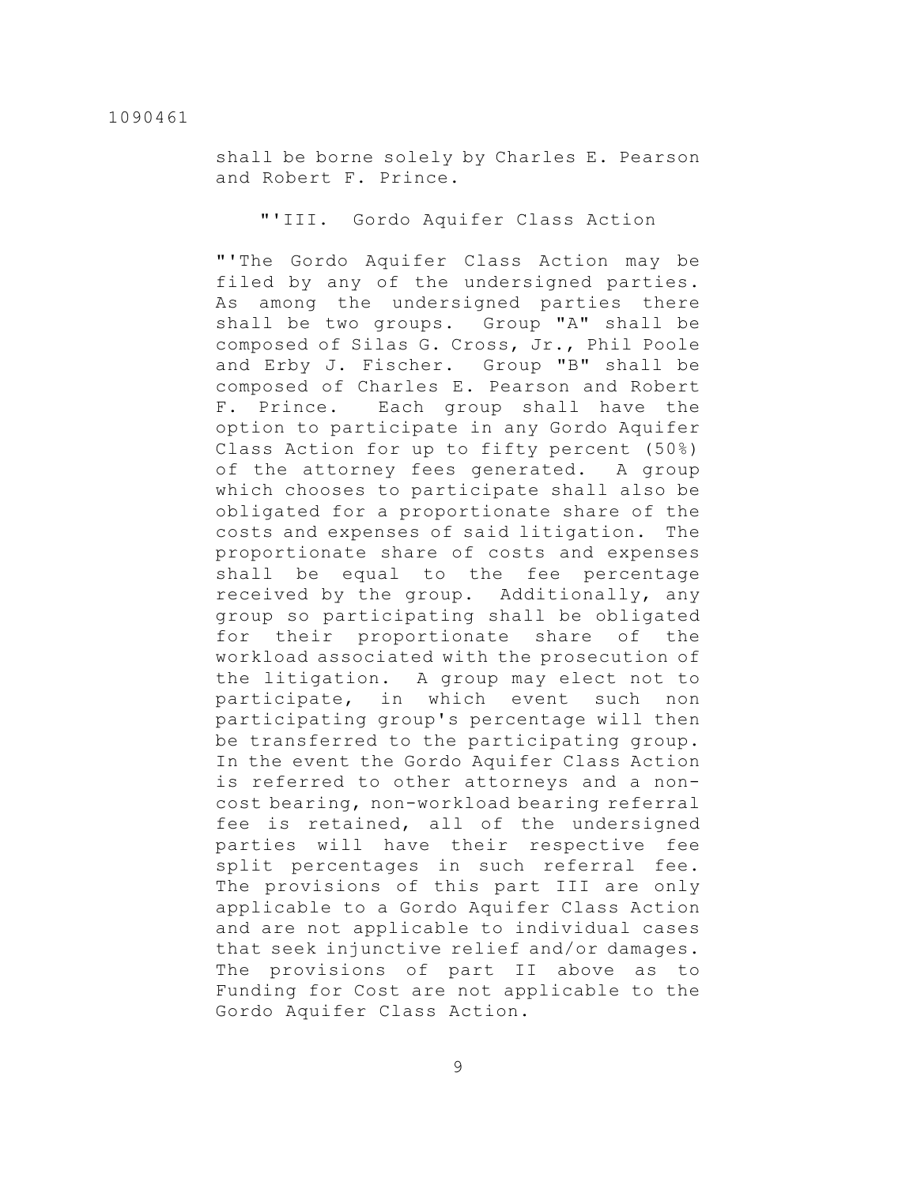shall be borne solely by Charles E. Pearson and Robert F. Prince.

"'III. Gordo Aquifer Class Action

"'The Gordo Aquifer Class Action may be filed by any of the undersigned parties. As among the undersigned parties there shall be two groups. Group "A" shall be composed of Silas G. Cross, Jr., Phil Poole and Erby J. Fischer. Group "B" shall be composed of Charles E. Pearson and Robert F. Prince. Each group shall have the option to participate in any Gordo Aquifer Class Action for up to fifty percent (50%) of the attorney fees generated. A group which chooses to participate shall also be obligated for a proportionate share of the costs and expenses of said litigation. The proportionate share of costs and expenses shall be equal to the fee percentage received by the group. Additionally, any group so participating shall be obligated for their proportionate share of the workload associated with the prosecution of the litigation. A group may elect not to participate, in which event such non participating group's percentage will then be transferred to the participating group. In the event the Gordo Aquifer Class Action is referred to other attorneys and a non-cost bearing, non-workload bearing referral fee is retained, all of the undersigned parties will have their respective fee split percentages in such referral fee. The provisions of this part III are only applicable to a Gordo Aquifer Class Action and are not applicable to individual cases that seek injunctive relief and/or damages. The provisions of part II above as to Funding for Cost are not applicable to the Gordo Aquifer Class Action.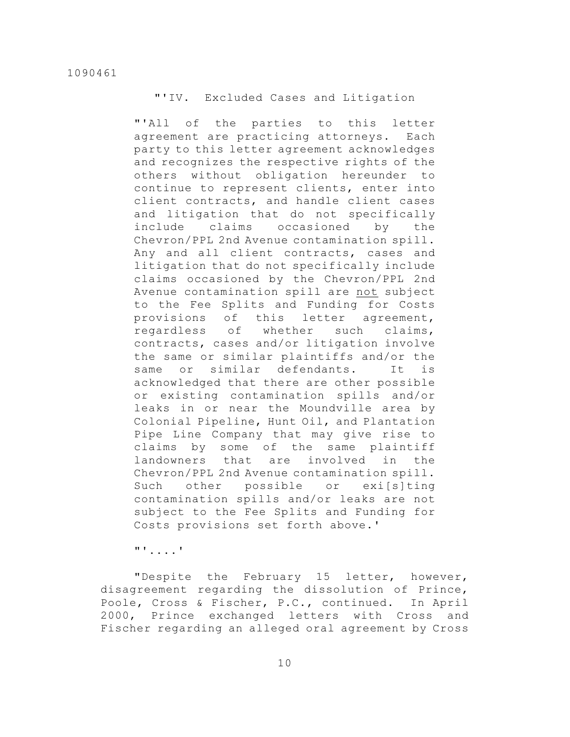"'IV. Excluded Cases and Litigation

"'All of the parties to this letter agreement are practicing attorneys. Each party to this letter agreement acknowledges and recognizes the respective rights of the others without obligation hereunder to continue to represent clients, enter into client contracts, and handle client cases and litigation that do not specifically include claims occasioned by the Chevron/PPL 2nd Avenue contamination spill. Any and all client contracts, cases and litigation that do not specifically include claims occasioned by the Chevron/PPL 2nd Avenue contamination spill are not subject to the Fee Splits and Funding for Costs provisions of this letter agreement, regardless of whether such claims, contracts, cases and/or litigation involve the same or similar plaintiffs and/or the same or similar defendants. It is acknowledged that there are other possible or existing contamination spills and/or leaks in or near the Moundville area by Colonial Pipeline, Hunt Oil, and Plantation Pipe Line Company that may give rise to claims by some of the same plaintiff landowners that are involved in the Chevron/PPL 2nd Avenue contamination spill. Such other possible or exi[s]ting contamination spills and/or leaks are not subject to the Fee Splits and Funding for Costs provisions set forth above.'

"'....'

"Despite the February 15 letter, however, disagreement regarding the dissolution of Prince, Poole, Cross & Fischer, P.C., continued. In April 2000, Prince exchanged letters with Cross and Fischer regarding an alleged oral agreement by Cross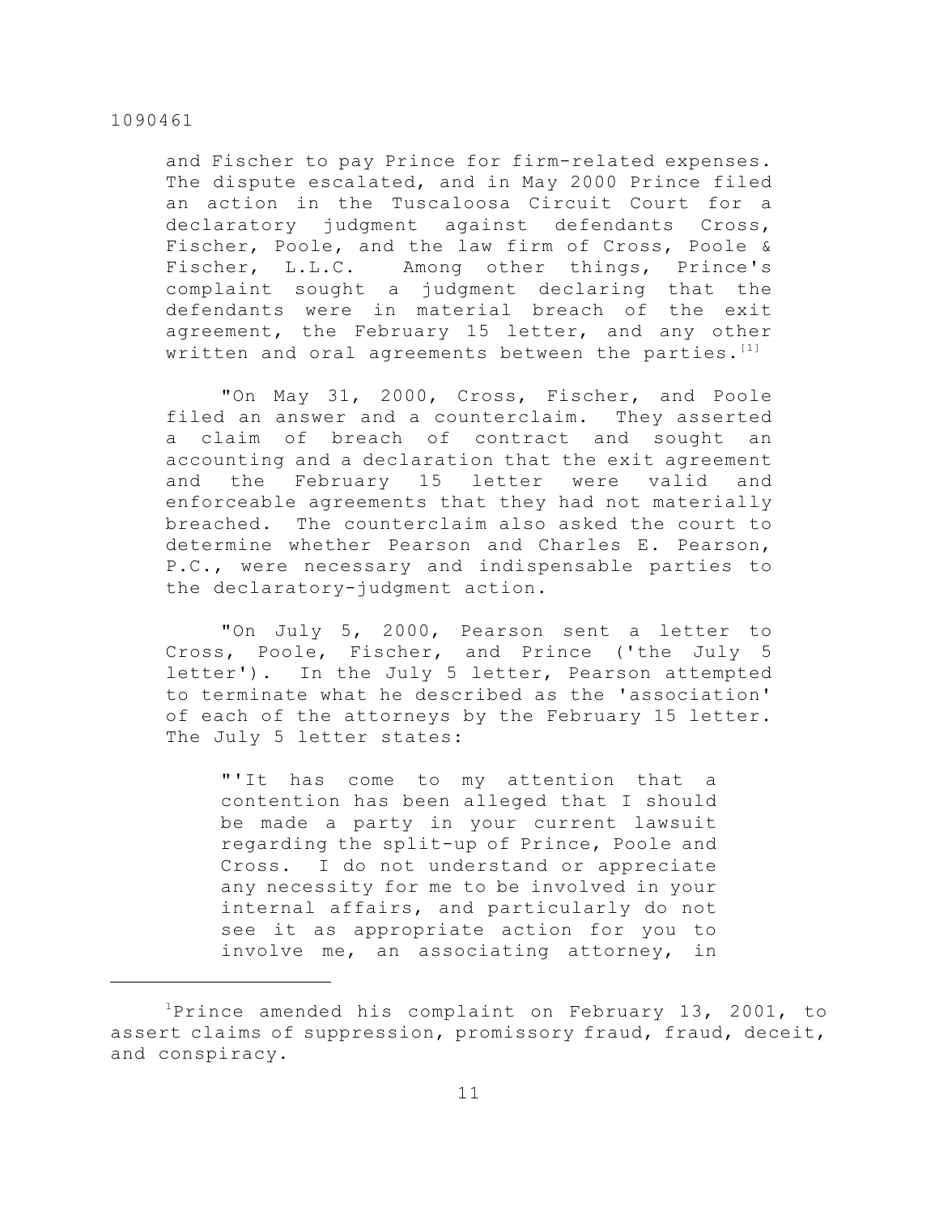and Fischer to pay Prince for firm-related expenses. The dispute escalated, and in May 2000 Prince filed an action in the Tuscaloosa Circuit Court for a declaratory judgment against defendants Cross, Fischer, Poole, and the law firm of Cross, Poole & Fischer, L.L.C. Among other things, Prince's complaint sought a judgment declaring that the defendants were in material breach of the exit agreement, the February 15 letter, and any other written and oral agreements between the parties.[1]

"On May 31, 2000, Cross, Fischer, and Poole filed an answer and a counterclaim. They asserted a claim of breach of contract and sought an accounting and a declaration that the exit agreement and the February 15 letter were valid and enforceable agreements that they had not materially breached. The counterclaim also asked the court to determine whether Pearson and Charles E. Pearson, P.C., were necessary and indispensable parties to the declaratory-judgment action.

"On July 5, 2000, Pearson sent a letter to Cross, Poole, Fischer, and Prince ('the July 5 letter'). In the July 5 letter, Pearson attempted to terminate what he described as the 'association' of each of the attorneys by the February 15 letter. The July 5 letter states:

> "'It has come to my attention that a contention has been alleged that I should be made a party in your current lawsuit regarding the split-up of Prince, Poole and Cross. I do not understand or appreciate any necessity for me to be involved in your internal affairs, and particularly do not see it as appropriate action for you to involve me, an associating attorney, in

---

[1]Prince amended his complaint on February 13, 2001, to assert claims of suppression, promissory fraud, fraud, deceit, and conspiracy.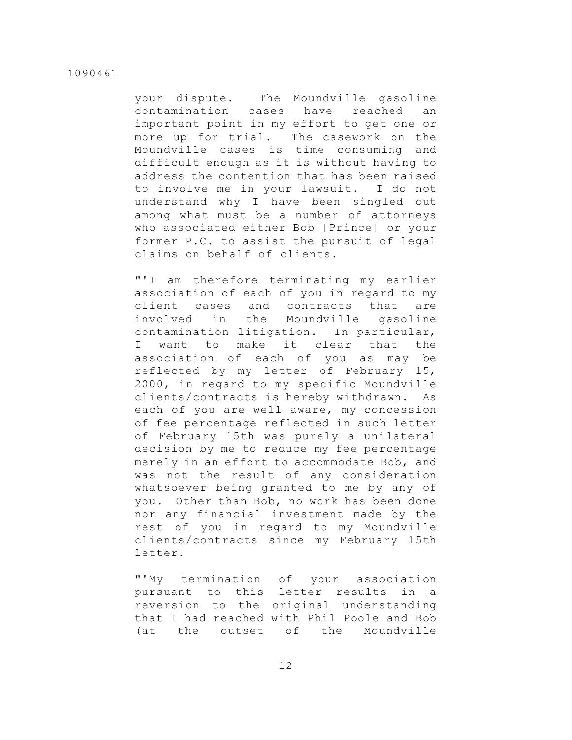your dispute. The Moundville gasoline contamination cases have reached an important point in my effort to get one or more up for trial. The casework on the Moundville cases is time consuming and difficult enough as it is without having to address the contention that has been raised to involve me in your lawsuit. I do not understand why I have been singled out among what must be a number of attorneys who associated either Bob [Prince] or your former P.C. to assist the pursuit of legal claims on behalf of clients.

"'I am therefore terminating my earlier association of each of you in regard to my client cases and contracts that are involved in the Moundville gasoline contamination litigation. In particular, I want to make it clear that the association of each of you as may be reflected by my letter of February 15, 2000, in regard to my specific Moundville clients/contracts is hereby withdrawn. As each of you are well aware, my concession of fee percentage reflected in such letter of February 15th was purely a unilateral decision by me to reduce my fee percentage merely in an effort to accommodate Bob, and was not the result of any consideration whatsoever being granted to me by any of you. Other than Bob, no work has been done nor any financial investment made by the rest of you in regard to my Moundville clients/contracts since my February 15th letter.

"'My termination of your association pursuant to this letter results in a reversion to the original understanding that I had reached with Phil Poole and Bob (at the outset of the Moundville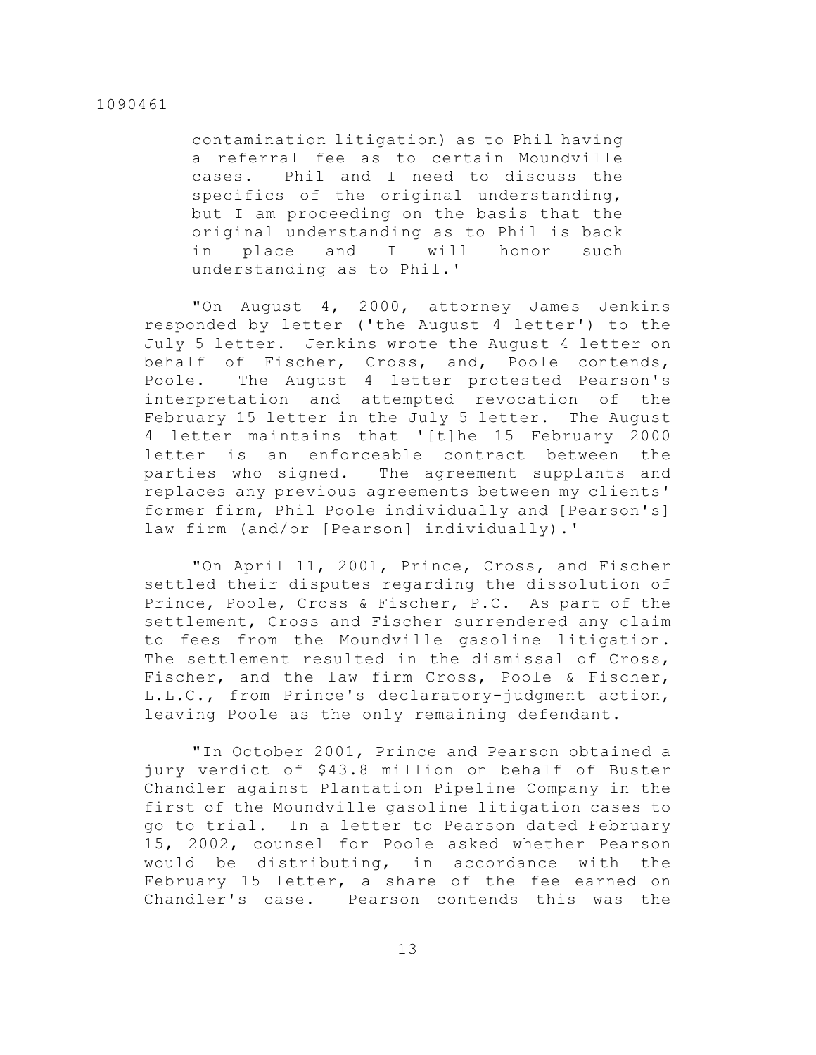contamination litigation) as to Phil having a referral fee as to certain Moundville cases. Phil and I need to discuss the specifics of the original understanding, but I am proceeding on the basis that the original understanding as to Phil is back in place and I will honor such understanding as to Phil.'

"On August 4, 2000, attorney James Jenkins responded by letter ('the August 4 letter') to the July 5 letter. Jenkins wrote the August 4 letter on behalf of Fischer, Cross, and, Poole contends, Poole. The August 4 letter protested Pearson's interpretation and attempted revocation of the February 15 letter in the July 5 letter. The August 4 letter maintains that '[t]he 15 February 2000 letter is an enforceable contract between the parties who signed. The agreement supplants and replaces any previous agreements between my clients' former firm, Phil Poole individually and [Pearson's] law firm (and/or [Pearson] individually).'

"On April 11, 2001, Prince, Cross, and Fischer settled their disputes regarding the dissolution of Prince, Poole, Cross & Fischer, P.C. As part of the settlement, Cross and Fischer surrendered any claim to fees from the Moundville gasoline litigation. The settlement resulted in the dismissal of Cross, Fischer, and the law firm Cross, Poole & Fischer, L.L.C., from Prince's declaratory-judgment action, leaving Poole as the only remaining defendant.

"In October 2001, Prince and Pearson obtained a jury verdict of $43.8 million on behalf of Buster Chandler against Plantation Pipeline Company in the first of the Moundville gasoline litigation cases to go to trial. In a letter to Pearson dated February 15, 2002, counsel for Poole asked whether Pearson would be distributing, in accordance with the February 15 letter, a share of the fee earned on Chandler's case. Pearson contends this was the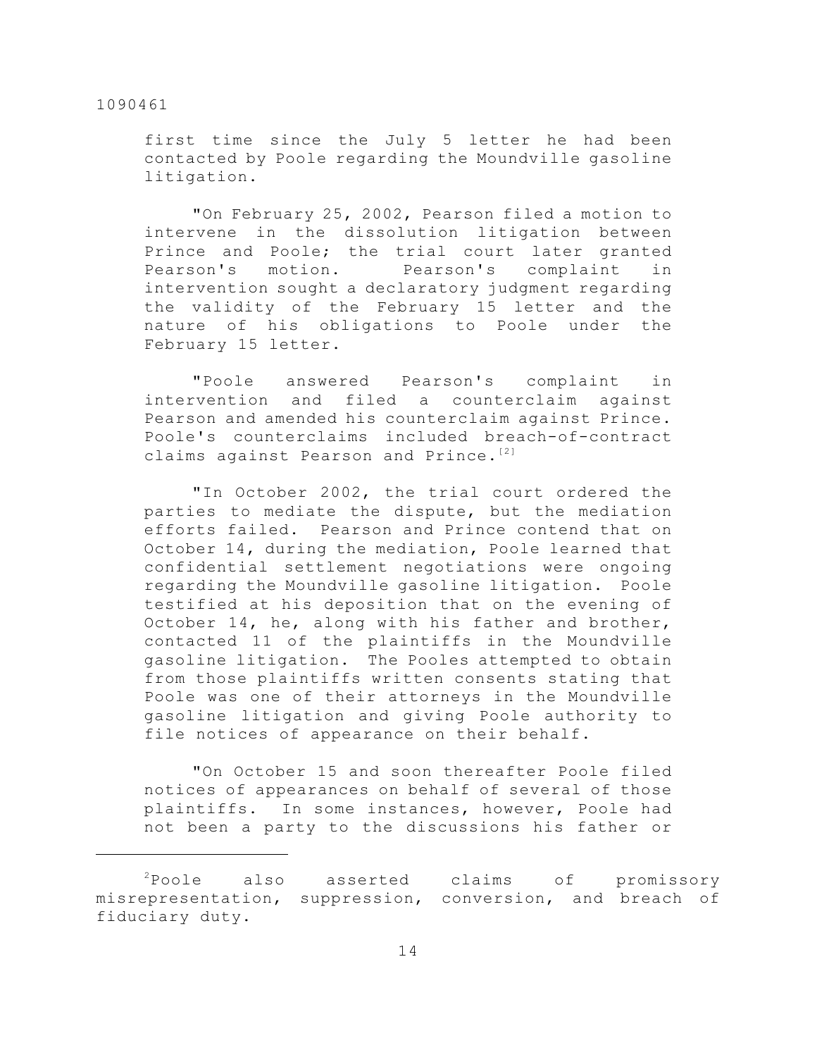first time since the July 5 letter he had been contacted by Poole regarding the Moundville gasoline litigation.

"On February 25, 2002, Pearson filed a motion to intervene in the dissolution litigation between Prince and Poole; the trial court later granted Pearson's motion. Pearson's complaint in intervention sought a declaratory judgment regarding the validity of the February 15 letter and the nature of his obligations to Poole under the February 15 letter.

"Poole answered Pearson's complaint in intervention and filed a counterclaim against Pearson and amended his counterclaim against Prince. Poole's counterclaims included breach-of-contract claims against Pearson and Prince.[2]

"In October 2002, the trial court ordered the parties to mediate the dispute, but the mediation efforts failed. Pearson and Prince contend that on October 14, during the mediation, Poole learned that confidential settlement negotiations were ongoing regarding the Moundville gasoline litigation. Poole testified at his deposition that on the evening of October 14, he, along with his father and brother, contacted 11 of the plaintiffs in the Moundville gasoline litigation. The Pooles attempted to obtain from those plaintiffs written consents stating that Poole was one of their attorneys in the Moundville gasoline litigation and giving Poole authority to file notices of appearance on their behalf.

"On October 15 and soon thereafter Poole filed notices of appearances on behalf of several of those plaintiffs. In some instances, however, Poole had not been a party to the discussions his father or

---

[2]Poole also asserted claims of promissory misrepresentation, suppression, conversion, and breach of fiduciary duty.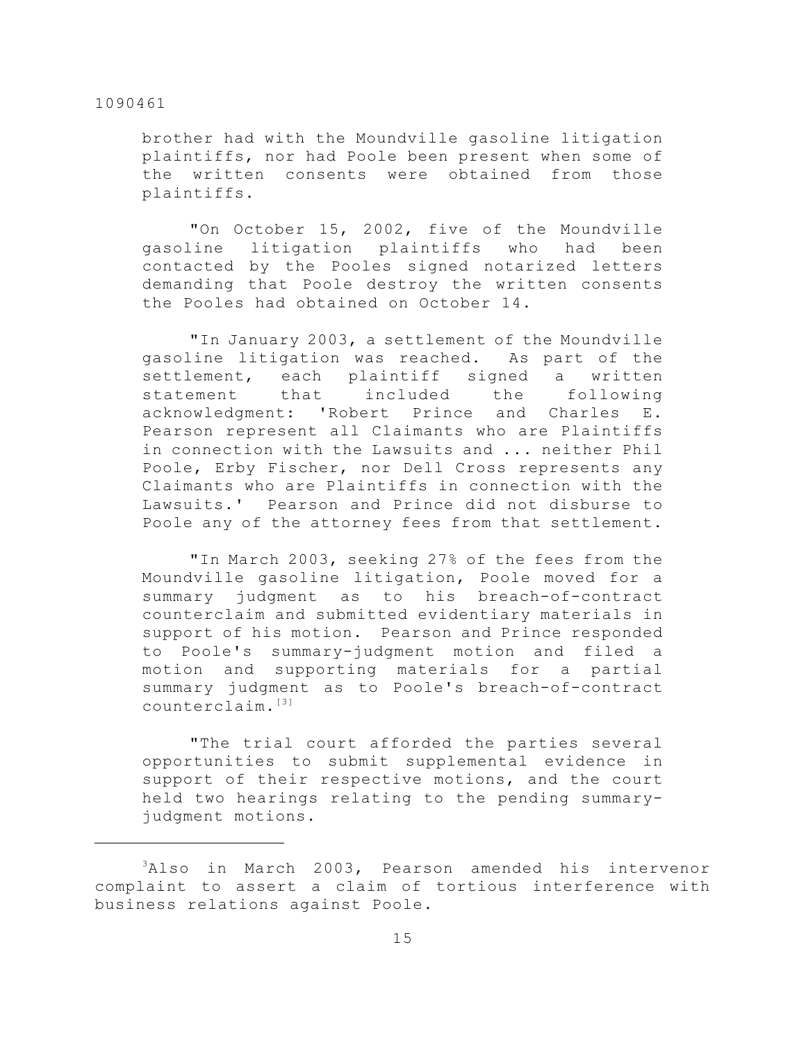brother had with the Moundville gasoline litigation plaintiffs, nor had Poole been present when some of the written consents were obtained from those plaintiffs.

"On October 15, 2002, five of the Moundville gasoline litigation plaintiffs who had been contacted by the Pooles signed notarized letters demanding that Poole destroy the written consents the Pooles had obtained on October 14.

"In January 2003, a settlement of the Moundville gasoline litigation was reached. As part of the settlement, each plaintiff signed a written statement that included the following acknowledgment: 'Robert Prince and Charles E. Pearson represent all Claimants who are Plaintiffs in connection with the Lawsuits and ... neither Phil Poole, Erby Fischer, nor Dell Cross represents any Claimants who are Plaintiffs in connection with the Lawsuits.' Pearson and Prince did not disburse to Poole any of the attorney fees from that settlement.

"In March 2003, seeking 27% of the fees from the Moundville gasoline litigation, Poole moved for a summary judgment as to his breach-of-contract counterclaim and submitted evidentiary materials in support of his motion. Pearson and Prince responded to Poole's summary-judgment motion and filed a motion and supporting materials for a partial summary judgment as to Poole's breach-of-contract counterclaim.[3]

"The trial court afforded the parties several opportunities to submit supplemental evidence in support of their respective motions, and the court held two hearings relating to the pending summary-judgment motions.

---

[3]Also in March 2003, Pearson amended his intervenor complaint to assert a claim of tortious interference with business relations against Poole.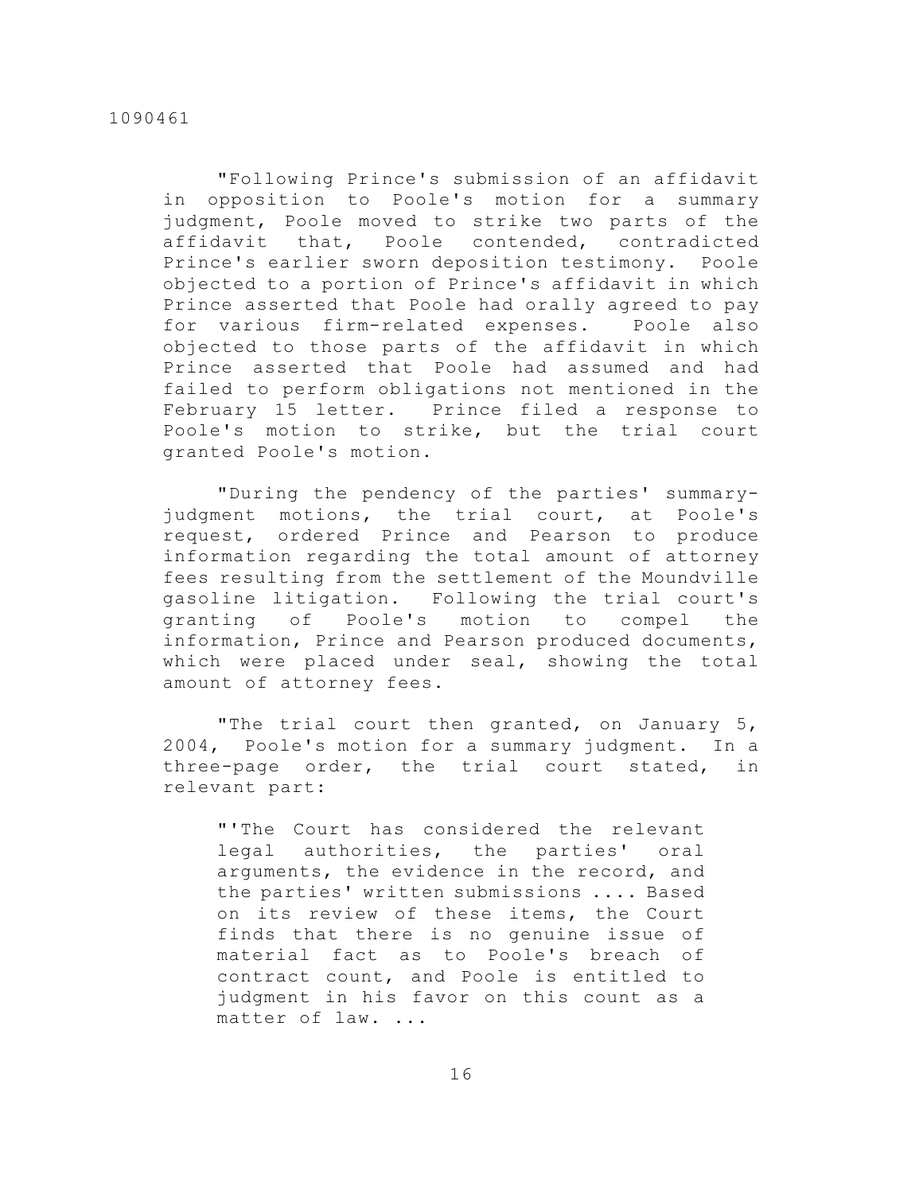"Following Prince's submission of an affidavit in opposition to Poole's motion for a summary judgment, Poole moved to strike two parts of the affidavit that, Poole contended, contradicted Prince's earlier sworn deposition testimony. Poole objected to a portion of Prince's affidavit in which Prince asserted that Poole had orally agreed to pay for various firm-related expenses. Poole also objected to those parts of the affidavit in which Prince asserted that Poole had assumed and had failed to perform obligations not mentioned in the February 15 letter. Prince filed a response to Poole's motion to strike, but the trial court granted Poole's motion.

"During the pendency of the parties' summary-judgment motions, the trial court, at Poole's request, ordered Prince and Pearson to produce information regarding the total amount of attorney fees resulting from the settlement of the Moundville gasoline litigation. Following the trial court's granting of Poole's motion to compel the information, Prince and Pearson produced documents, which were placed under seal, showing the total amount of attorney fees.

"The trial court then granted, on January 5, 2004, Poole's motion for a summary judgment. In a three-page order, the trial court stated, in relevant part:

> "'The Court has considered the relevant legal authorities, the parties' oral arguments, the evidence in the record, and the parties' written submissions .... Based on its review of these items, the Court finds that there is no genuine issue of material fact as to Poole's breach of contract count, and Poole is entitled to judgment in his favor on this count as a matter of law. ...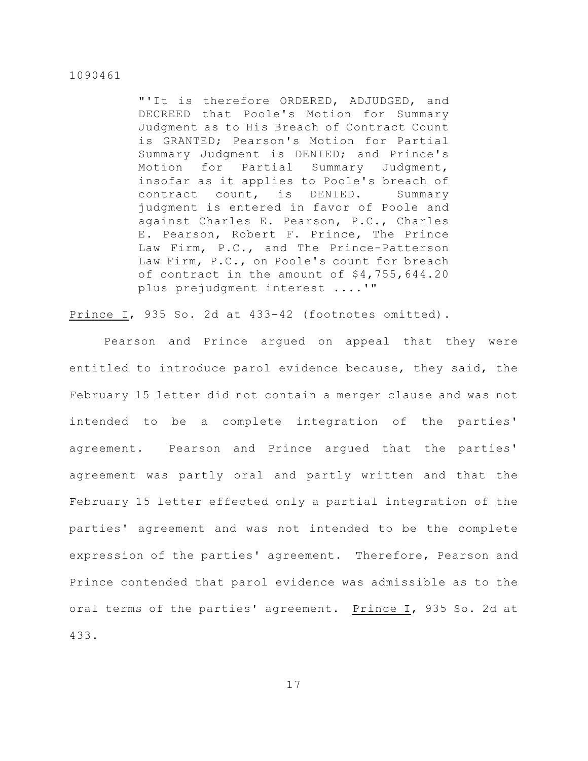> "'It is therefore ORDERED, ADJUDGED, and DECREED that Poole's Motion for Summary Judgment as to His Breach of Contract Count is GRANTED; Pearson's Motion for Partial Summary Judgment is DENIED; and Prince's Motion for Partial Summary Judgment, insofar as it applies to Poole's breach of contract count, is DENIED. Summary judgment is entered in favor of Poole and against Charles E. Pearson, P.C., Charles E. Pearson, Robert F. Prince, The Prince Law Firm, P.C., and The Prince-Patterson Law Firm, P.C., on Poole's count for breach of contract in the amount of $4,755,644.20 plus prejudgment interest ....'"

Prince I, 935 So. 2d at 433-42 (footnotes omitted).

Pearson and Prince argued on appeal that they were entitled to introduce parol evidence because, they said, the February 15 letter did not contain a merger clause and was not intended to be a complete integration of the parties' agreement. Pearson and Prince argued that the parties' agreement was partly oral and partly written and that the February 15 letter effected only a partial integration of the parties' agreement and was not intended to be the complete expression of the parties' agreement. Therefore, Pearson and Prince contended that parol evidence was admissible as to the oral terms of the parties' agreement. Prince I, 935 So. 2d at 433.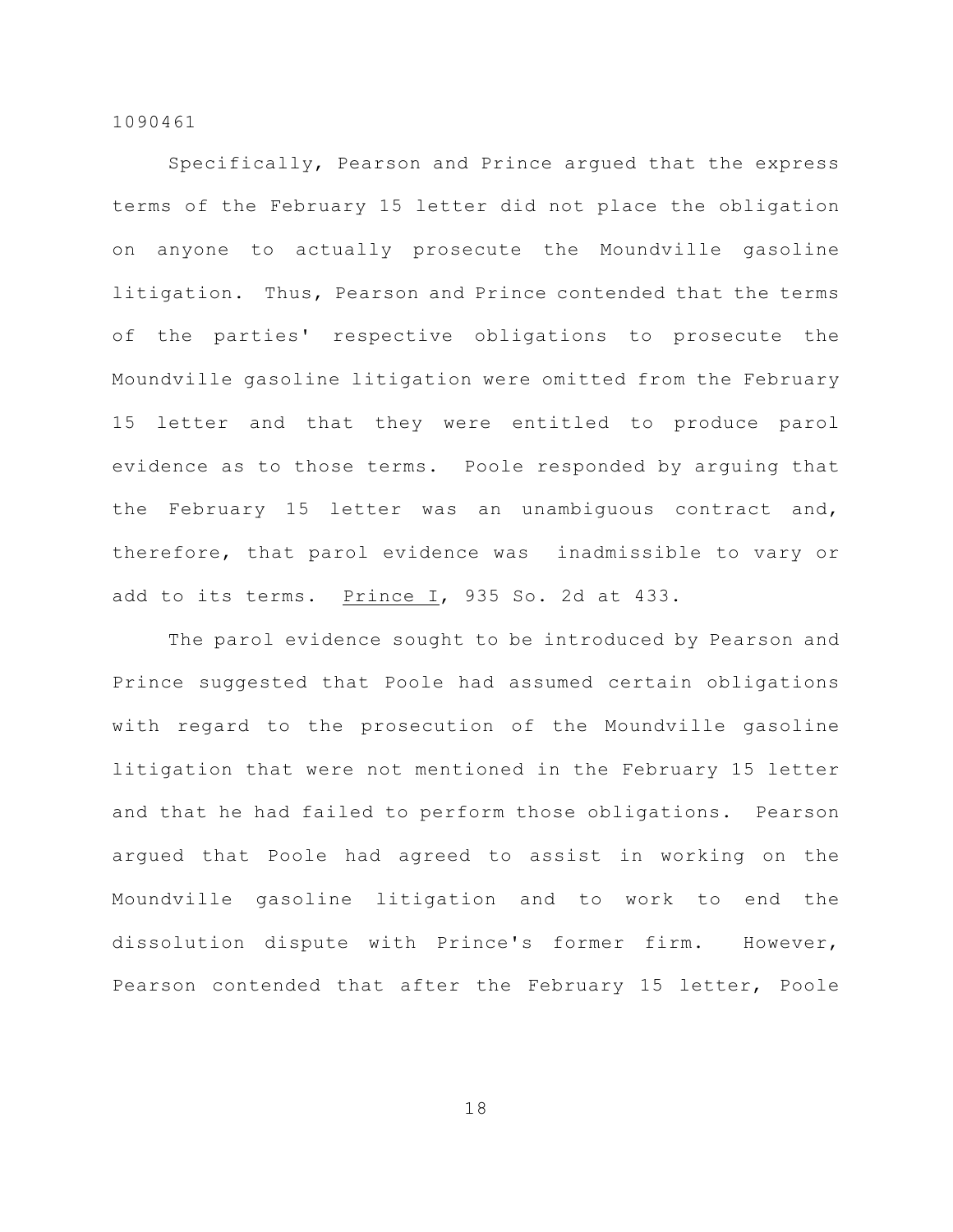Specifically, Pearson and Prince argued that the express terms of the February 15 letter did not place the obligation on anyone to actually prosecute the Moundville gasoline litigation. Thus, Pearson and Prince contended that the terms of the parties' respective obligations to prosecute the Moundville gasoline litigation were omitted from the February 15 letter and that they were entitled to produce parol evidence as to those terms. Poole responded by arguing that the February 15 letter was an unambiguous contract and, therefore, that parol evidence was inadmissible to vary or add to its terms. Prince I, 935 So. 2d at 433.

The parol evidence sought to be introduced by Pearson and Prince suggested that Poole had assumed certain obligations with regard to the prosecution of the Moundville gasoline litigation that were not mentioned in the February 15 letter and that he had failed to perform those obligations. Pearson argued that Poole had agreed to assist in working on the Moundville gasoline litigation and to work to end the dissolution dispute with Prince's former firm. However, Pearson contended that after the February 15 letter, Poole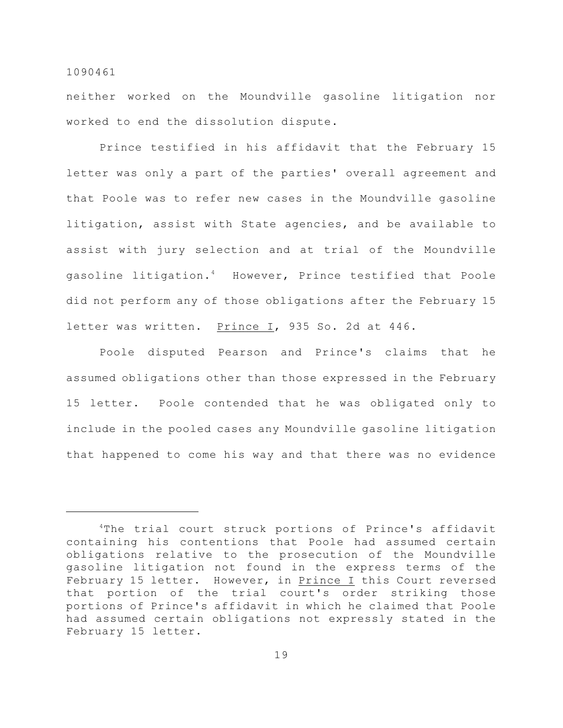neither worked on the Moundville gasoline litigation nor worked to end the dissolution dispute.

Prince testified in his affidavit that the February 15 letter was only a part of the parties' overall agreement and that Poole was to refer new cases in the Moundville gasoline litigation, assist with State agencies, and be available to assist with jury selection and at trial of the Moundville gasoline litigation.[4] However, Prince testified that Poole did not perform any of those obligations after the February 15 letter was written. Prince I, 935 So. 2d at 446.

Poole disputed Pearson and Prince's claims that he assumed obligations other than those expressed in the February 15 letter. Poole contended that he was obligated only to include in the pooled cases any Moundville gasoline litigation that happened to come his way and that there was no evidence

[4]The trial court struck portions of Prince's affidavit containing his contentions that Poole had assumed certain obligations relative to the prosecution of the Moundville gasoline litigation not found in the express terms of the February 15 letter. However, in Prince I this Court reversed that portion of the trial court's order striking those portions of Prince's affidavit in which he claimed that Poole had assumed certain obligations not expressly stated in the February 15 letter.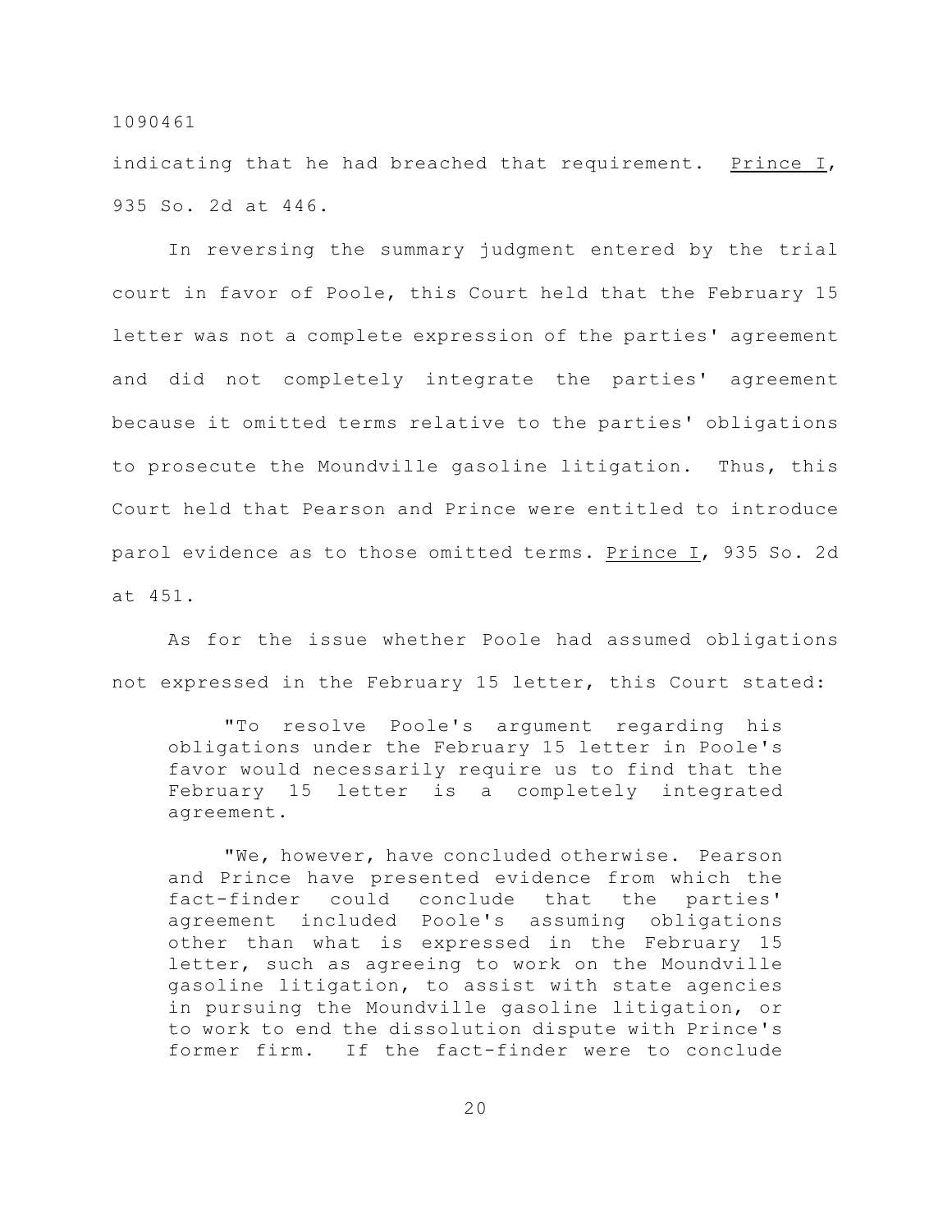indicating that he had breached that requirement. Prince I, 935 So. 2d at 446.

In reversing the summary judgment entered by the trial court in favor of Poole, this Court held that the February 15 letter was not a complete expression of the parties' agreement and did not completely integrate the parties' agreement because it omitted terms relative to the parties' obligations to prosecute the Moundville gasoline litigation. Thus, this Court held that Pearson and Prince were entitled to introduce parol evidence as to those omitted terms. Prince I, 935 So. 2d at 451.

As for the issue whether Poole had assumed obligations not expressed in the February 15 letter, this Court stated:

> "To resolve Poole's argument regarding his obligations under the February 15 letter in Poole's favor would necessarily require us to find that the February 15 letter is a completely integrated agreement.
>
> "We, however, have concluded otherwise. Pearson and Prince have presented evidence from which the fact-finder could conclude that the parties' agreement included Poole's assuming obligations other than what is expressed in the February 15 letter, such as agreeing to work on the Moundville gasoline litigation, to assist with state agencies in pursuing the Moundville gasoline litigation, or to work to end the dissolution dispute with Prince's former firm. If the fact-finder were to conclude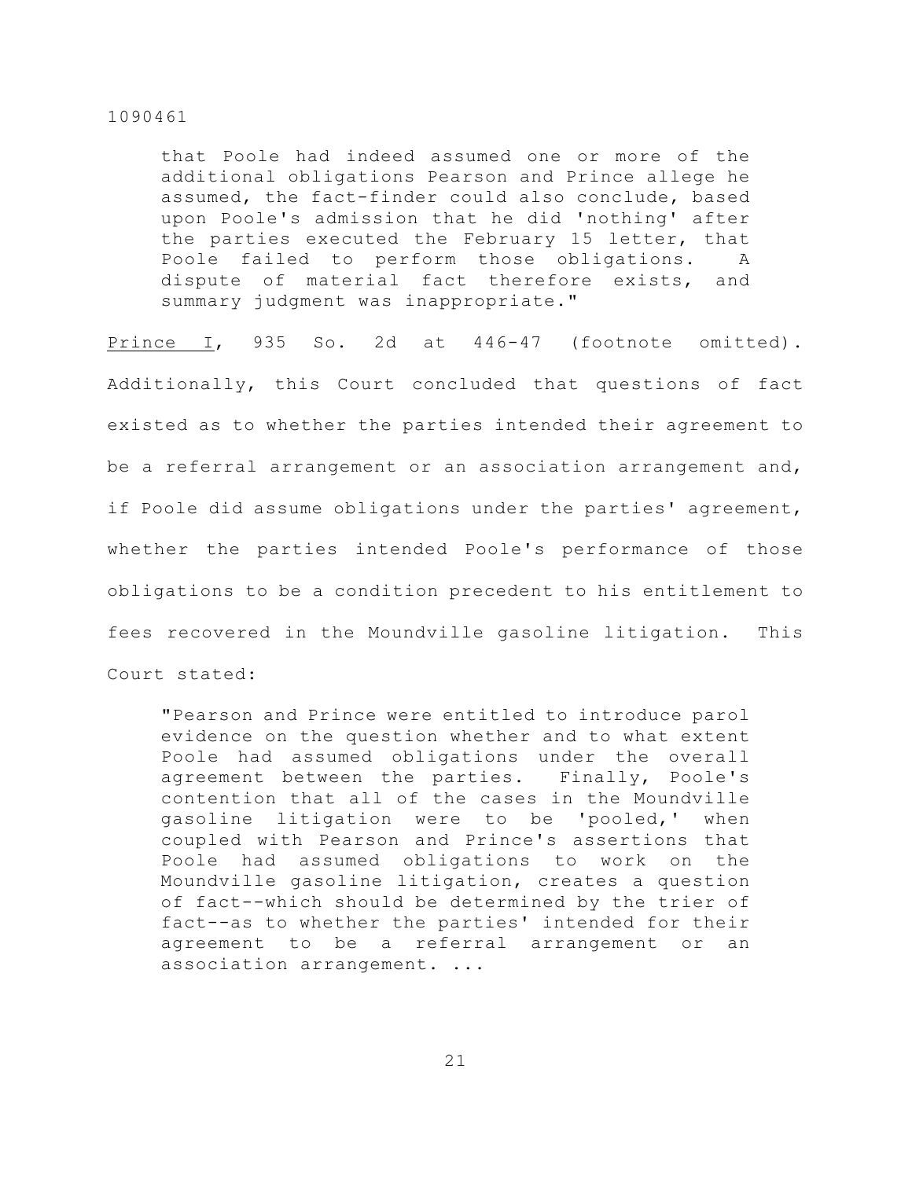> that Poole had indeed assumed one or more of the additional obligations Pearson and Prince allege he assumed, the fact-finder could also conclude, based upon Poole's admission that he did 'nothing' after the parties executed the February 15 letter, that Poole failed to perform those obligations. A dispute of material fact therefore exists, and summary judgment was inappropriate."

Prince I, 935 So. 2d at 446-47 (footnote omitted). Additionally, this Court concluded that questions of fact existed as to whether the parties intended their agreement to be a referral arrangement or an association arrangement and, if Poole did assume obligations under the parties' agreement, whether the parties intended Poole's performance of those obligations to be a condition precedent to his entitlement to fees recovered in the Moundville gasoline litigation. This Court stated:

> "Pearson and Prince were entitled to introduce parol evidence on the question whether and to what extent Poole had assumed obligations under the overall agreement between the parties. Finally, Poole's contention that all of the cases in the Moundville gasoline litigation were to be 'pooled,' when coupled with Pearson and Prince's assertions that Poole had assumed obligations to work on the Moundville gasoline litigation, creates a question of fact--which should be determined by the trier of fact--as to whether the parties' intended for their agreement to be a referral arrangement or an association arrangement. ...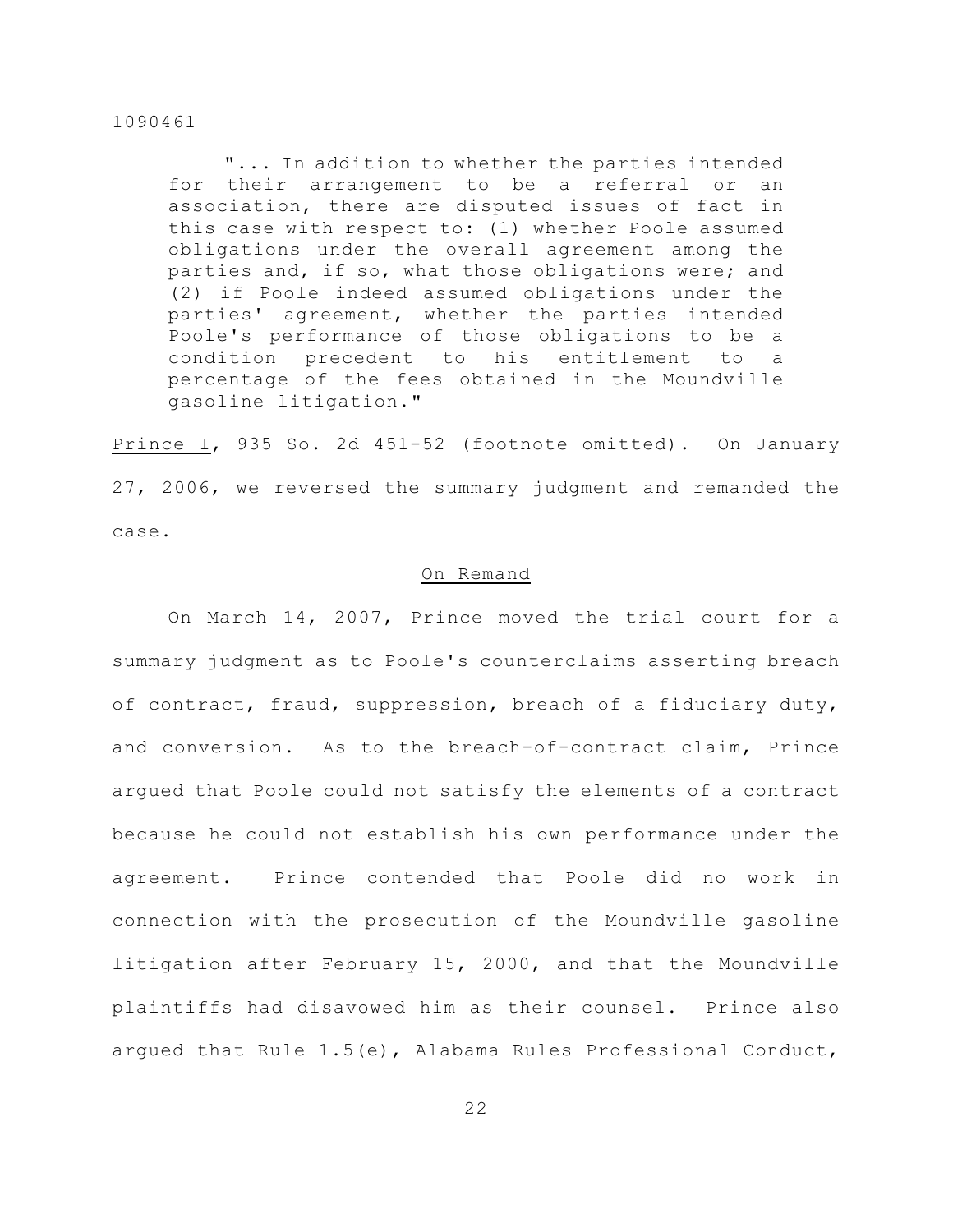> "... In addition to whether the parties intended for their arrangement to be a referral or an association, there are disputed issues of fact in this case with respect to: (1) whether Poole assumed obligations under the overall agreement among the parties and, if so, what those obligations were; and (2) if Poole indeed assumed obligations under the parties' agreement, whether the parties intended Poole's performance of those obligations to be a condition precedent to his entitlement to a percentage of the fees obtained in the Moundville gasoline litigation."

Prince I, 935 So. 2d 451-52 (footnote omitted). On January 27, 2006, we reversed the summary judgment and remanded the case.

## On Remand

On March 14, 2007, Prince moved the trial court for a summary judgment as to Poole's counterclaims asserting breach of contract, fraud, suppression, breach of a fiduciary duty, and conversion. As to the breach-of-contract claim, Prince argued that Poole could not satisfy the elements of a contract because he could not establish his own performance under the agreement. Prince contended that Poole did no work in connection with the prosecution of the Moundville gasoline litigation after February 15, 2000, and that the Moundville plaintiffs had disavowed him as their counsel. Prince also argued that Rule 1.5(e), Alabama Rules Professional Conduct,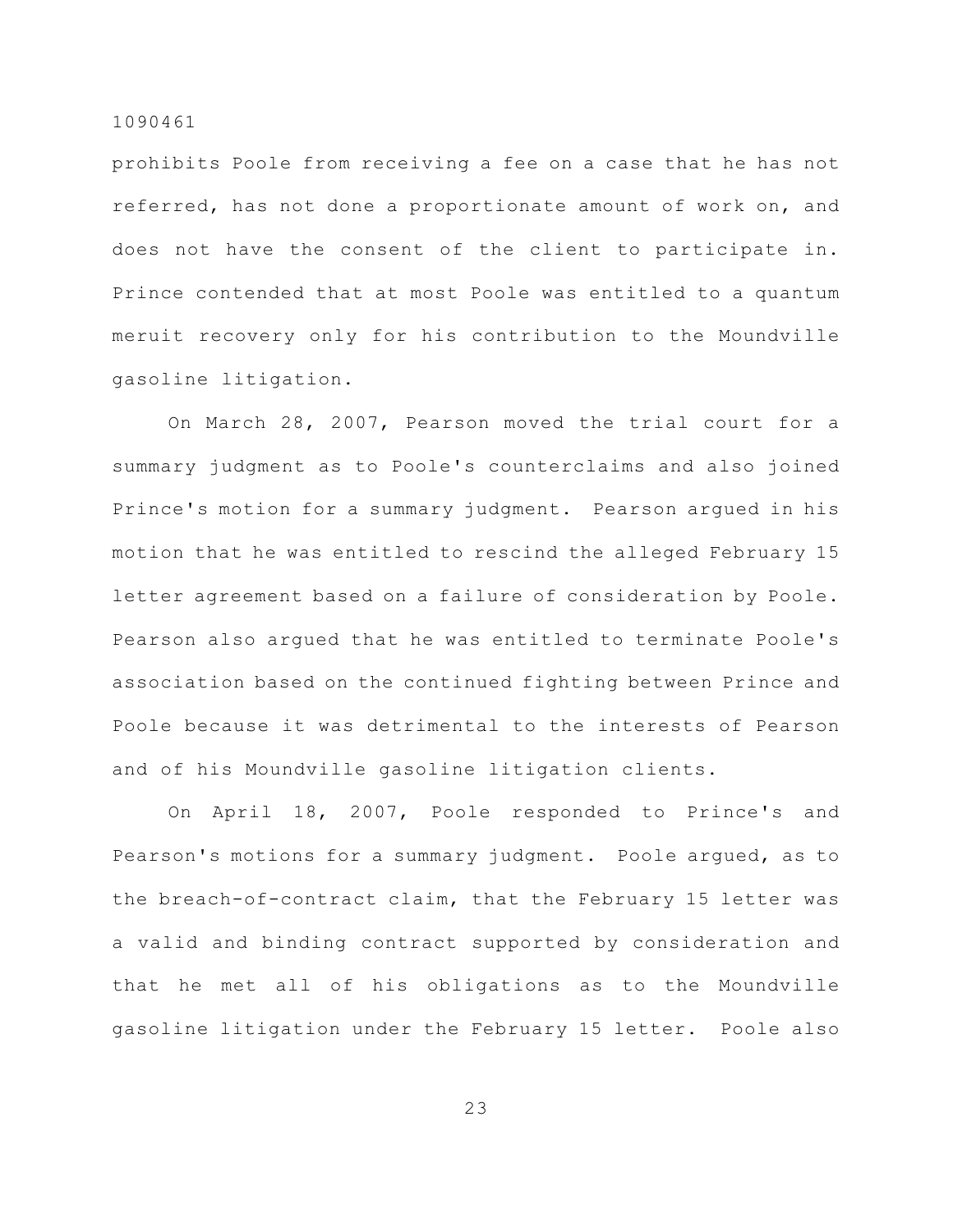prohibits Poole from receiving a fee on a case that he has not referred, has not done a proportionate amount of work on, and does not have the consent of the client to participate in. Prince contended that at most Poole was entitled to a quantum meruit recovery only for his contribution to the Moundville gasoline litigation.

On March 28, 2007, Pearson moved the trial court for a summary judgment as to Poole's counterclaims and also joined Prince's motion for a summary judgment. Pearson argued in his motion that he was entitled to rescind the alleged February 15 letter agreement based on a failure of consideration by Poole. Pearson also argued that he was entitled to terminate Poole's association based on the continued fighting between Prince and Poole because it was detrimental to the interests of Pearson and of his Moundville gasoline litigation clients.

On April 18, 2007, Poole responded to Prince's and Pearson's motions for a summary judgment. Poole argued, as to the breach-of-contract claim, that the February 15 letter was a valid and binding contract supported by consideration and that he met all of his obligations as to the Moundville gasoline litigation under the February 15 letter. Poole also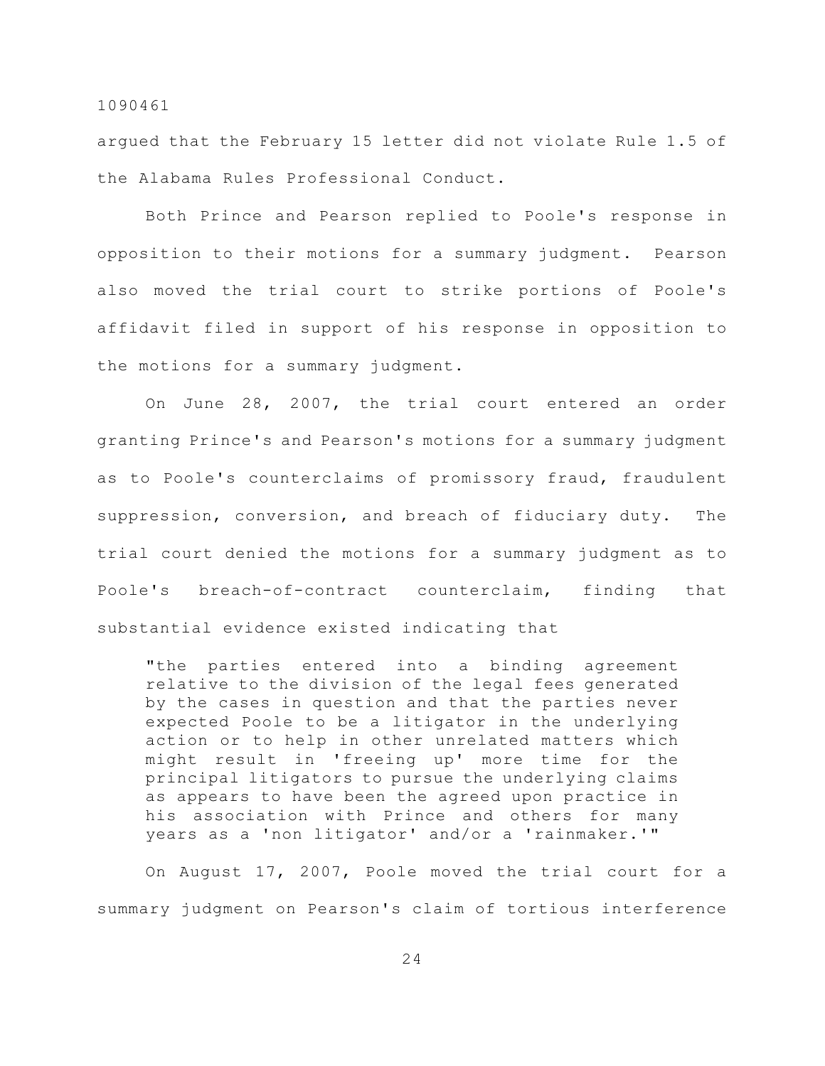argued that the February 15 letter did not violate Rule 1.5 of the Alabama Rules Professional Conduct.

Both Prince and Pearson replied to Poole's response in opposition to their motions for a summary judgment. Pearson also moved the trial court to strike portions of Poole's affidavit filed in support of his response in opposition to the motions for a summary judgment.

On June 28, 2007, the trial court entered an order granting Prince's and Pearson's motions for a summary judgment as to Poole's counterclaims of promissory fraud, fraudulent suppression, conversion, and breach of fiduciary duty. The trial court denied the motions for a summary judgment as to Poole's breach-of-contract counterclaim, finding that substantial evidence existed indicating that

> "the parties entered into a binding agreement relative to the division of the legal fees generated by the cases in question and that the parties never expected Poole to be a litigator in the underlying action or to help in other unrelated matters which might result in 'freeing up' more time for the principal litigators to pursue the underlying claims as appears to have been the agreed upon practice in his association with Prince and others for many years as a 'non litigator' and/or a 'rainmaker.'"

On August 17, 2007, Poole moved the trial court for a summary judgment on Pearson's claim of tortious interference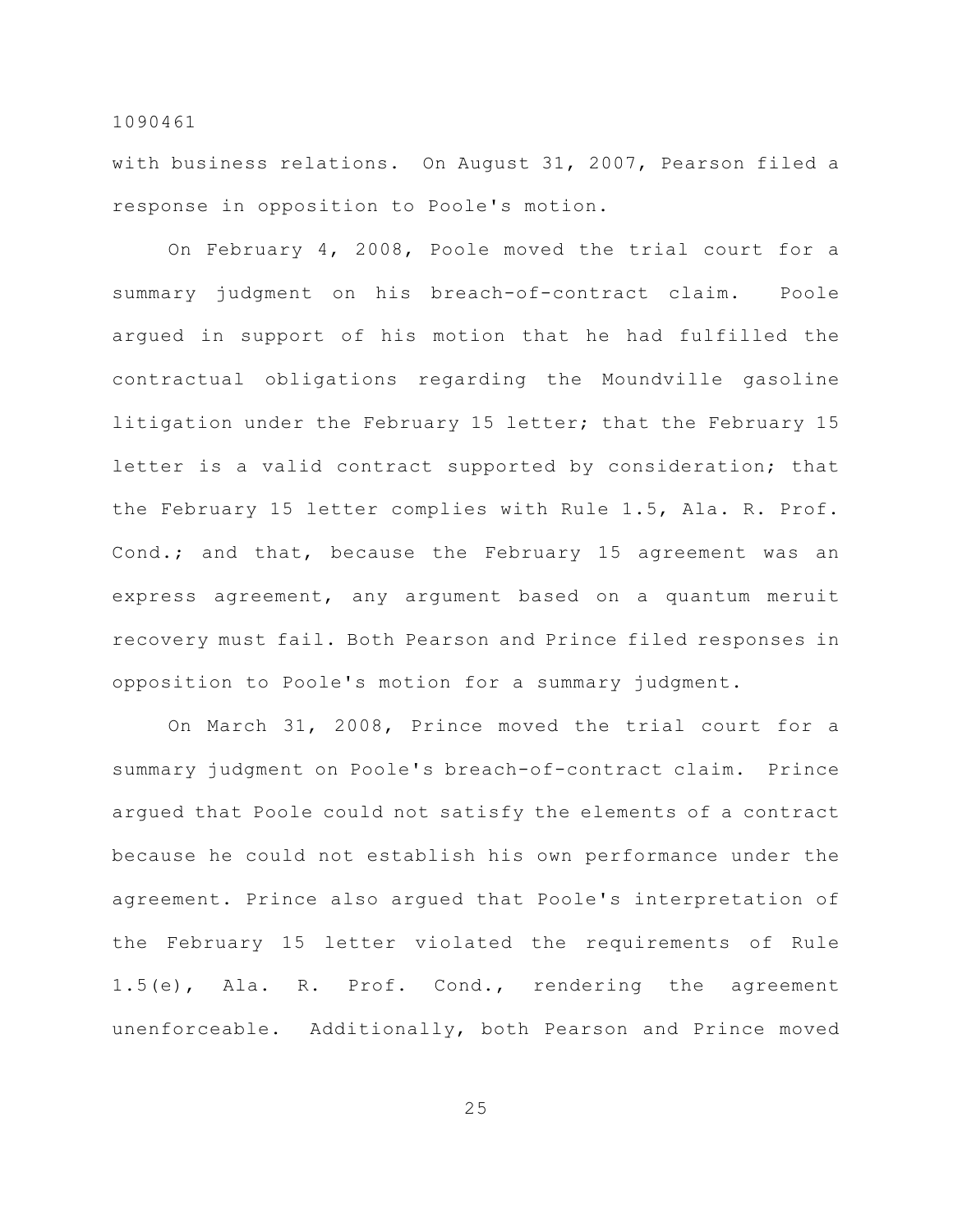with business relations. On August 31, 2007, Pearson filed a response in opposition to Poole's motion.

On February 4, 2008, Poole moved the trial court for a summary judgment on his breach-of-contract claim. Poole argued in support of his motion that he had fulfilled the contractual obligations regarding the Moundville gasoline litigation under the February 15 letter; that the February 15 letter is a valid contract supported by consideration; that the February 15 letter complies with Rule 1.5, Ala. R. Prof. Cond.; and that, because the February 15 agreement was an express agreement, any argument based on a quantum meruit recovery must fail. Both Pearson and Prince filed responses in opposition to Poole's motion for a summary judgment.

On March 31, 2008, Prince moved the trial court for a summary judgment on Poole's breach-of-contract claim. Prince argued that Poole could not satisfy the elements of a contract because he could not establish his own performance under the agreement. Prince also argued that Poole's interpretation of the February 15 letter violated the requirements of Rule 1.5(e), Ala. R. Prof. Cond., rendering the agreement unenforceable. Additionally, both Pearson and Prince moved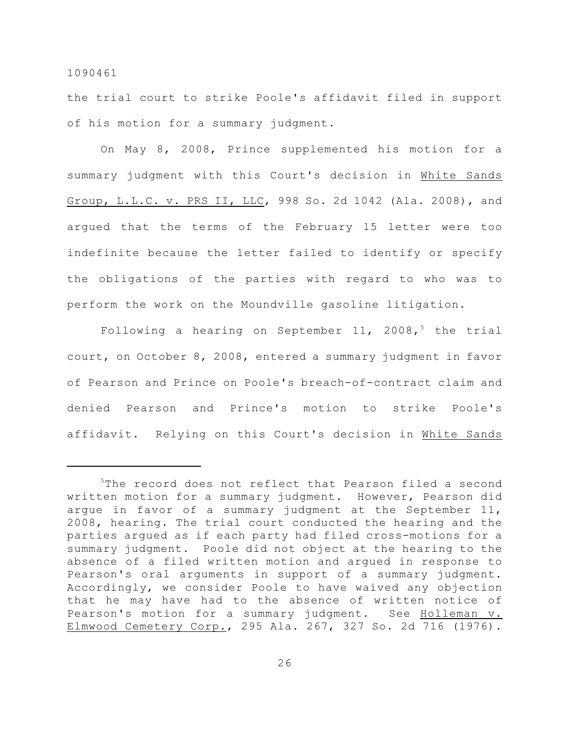the trial court to strike Poole's affidavit filed in support of his motion for a summary judgment.

On May 8, 2008, Prince supplemented his motion for a summary judgment with this Court's decision in White Sands Group, L.L.C. v. PRS II, LLC, 998 So. 2d 1042 (Ala. 2008), and argued that the terms of the February 15 letter were too indefinite because the letter failed to identify or specify the obligations of the parties with regard to who was to perform the work on the Moundville gasoline litigation.

Following a hearing on September 11, 2008,[5] the trial court, on October 8, 2008, entered a summary judgment in favor of Pearson and Prince on Poole's breach-of-contract claim and denied Pearson and Prince's motion to strike Poole's affidavit. Relying on this Court's decision in White Sands

---

[5]The record does not reflect that Pearson filed a second written motion for a summary judgment. However, Pearson did argue in favor of a summary judgment at the September 11, 2008, hearing. The trial court conducted the hearing and the parties argued as if each party had filed cross-motions for a summary judgment. Poole did not object at the hearing to the absence of a filed written motion and argued in response to Pearson's oral arguments in support of a summary judgment. Accordingly, we consider Poole to have waived any objection that he may have had to the absence of written notice of Pearson's motion for a summary judgment. See Holleman v. Elmwood Cemetery Corp., 295 Ala. 267, 327 So. 2d 716 (1976).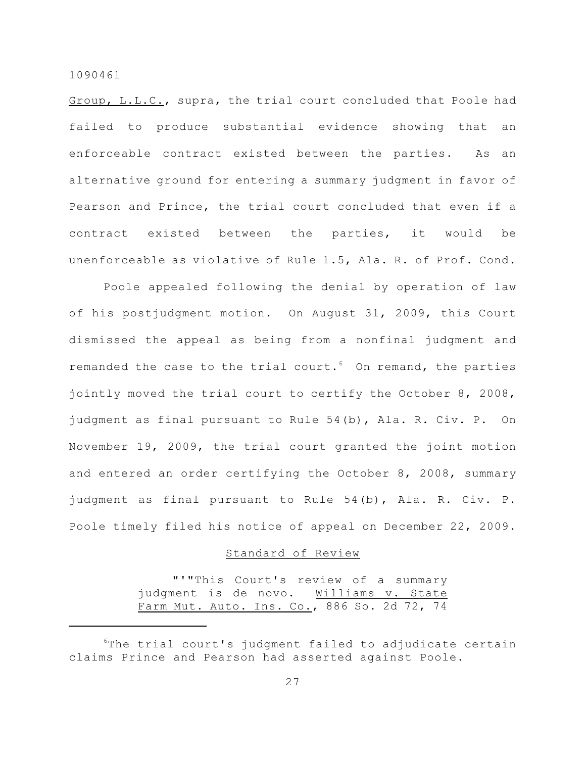Group, L.L.C., supra, the trial court concluded that Poole had failed to produce substantial evidence showing that an enforceable contract existed between the parties. As an alternative ground for entering a summary judgment in favor of Pearson and Prince, the trial court concluded that even if a contract existed between the parties, it would be unenforceable as violative of Rule 1.5, Ala. R. of Prof. Cond.

Poole appealed following the denial by operation of law of his postjudgment motion. On August 31, 2009, this Court dismissed the appeal as being from a nonfinal judgment and remanded the case to the trial court.[6] On remand, the parties jointly moved the trial court to certify the October 8, 2008, judgment as final pursuant to Rule 54(b), Ala. R. Civ. P. On November 19, 2009, the trial court granted the joint motion and entered an order certifying the October 8, 2008, summary judgment as final pursuant to Rule 54(b), Ala. R. Civ. P. Poole timely filed his notice of appeal on December 22, 2009.

## Standard of Review

> "'"This Court's review of a summary judgment is de novo. Williams v. State Farm Mut. Auto. Ins. Co., 886 So. 2d 72, 74

---

[6] The trial court's judgment failed to adjudicate certain claims Prince and Pearson had asserted against Poole.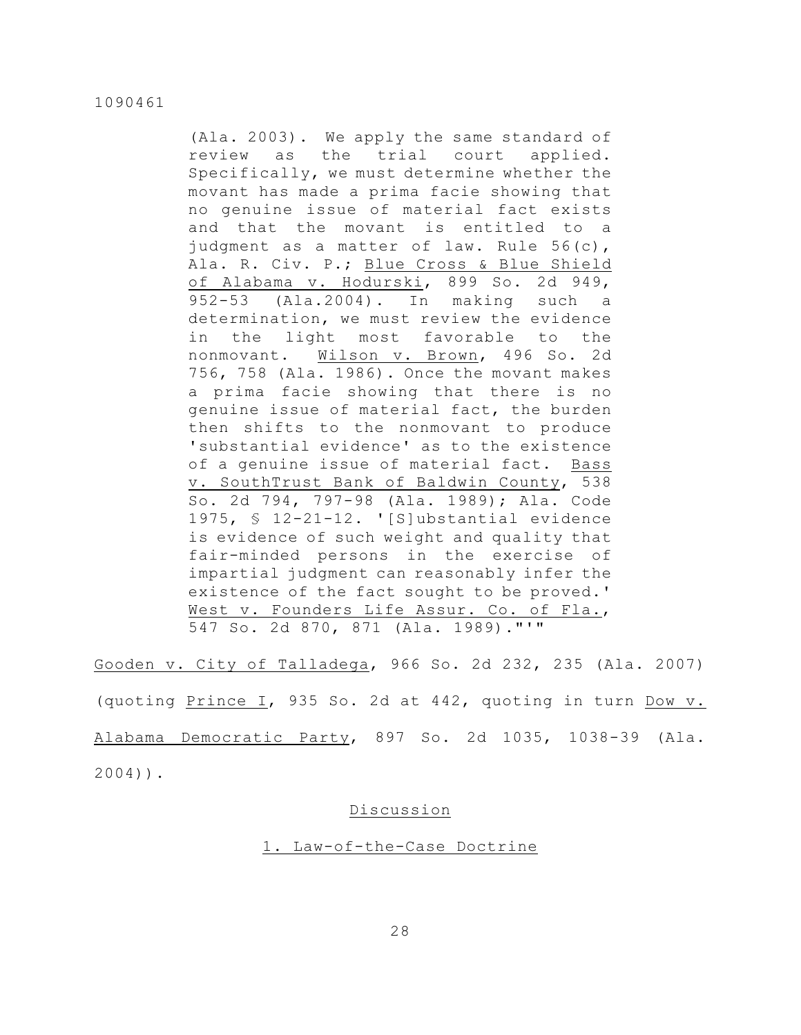> (Ala. 2003). We apply the same standard of review as the trial court applied. Specifically, we must determine whether the movant has made a prima facie showing that no genuine issue of material fact exists and that the movant is entitled to a judgment as a matter of law. Rule 56(c), Ala. R. Civ. P.; Blue Cross & Blue Shield of Alabama v. Hodurski, 899 So. 2d 949, 952-53 (Ala.2004). In making such a determination, we must review the evidence in the light most favorable to the nonmovant. Wilson v. Brown, 496 So. 2d 756, 758 (Ala. 1986). Once the movant makes a prima facie showing that there is no genuine issue of material fact, the burden then shifts to the nonmovant to produce 'substantial evidence' as to the existence of a genuine issue of material fact. Bass v. SouthTrust Bank of Baldwin County, 538 So. 2d 794, 797-98 (Ala. 1989); Ala. Code 1975, § 12-21-12. '[S]ubstantial evidence is evidence of such weight and quality that fair-minded persons in the exercise of impartial judgment can reasonably infer the existence of the fact sought to be proved.' West v. Founders Life Assur. Co. of Fla., 547 So. 2d 870, 871 (Ala. 1989)."'"

Gooden v. City of Talladega, 966 So. 2d 232, 235 (Ala. 2007) (quoting Prince I, 935 So. 2d at 442, quoting in turn Dow v. Alabama Democratic Party, 897 So. 2d 1035, 1038-39 (Ala. 2004)).

## Discussion

### 1. Law-of-the-Case Doctrine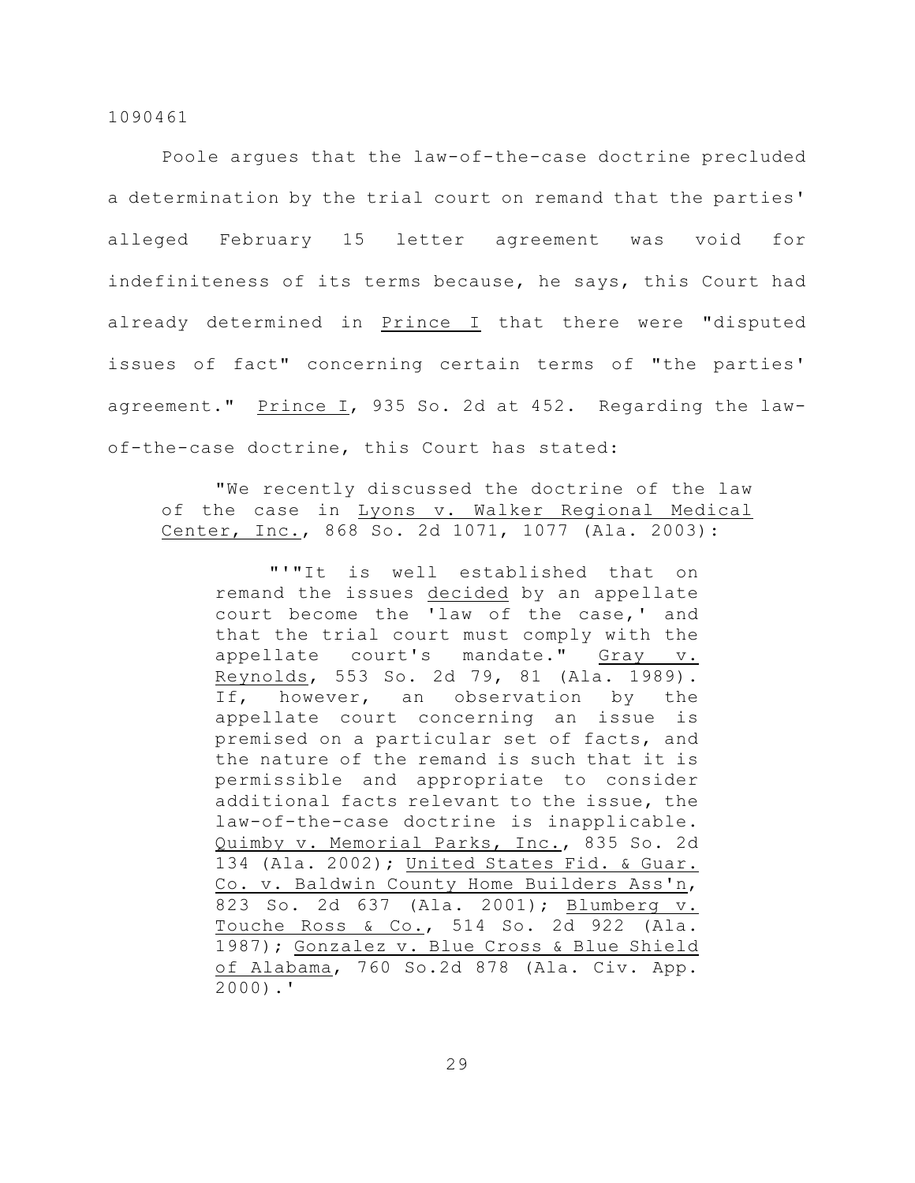Poole argues that the law-of-the-case doctrine precluded a determination by the trial court on remand that the parties' alleged February 15 letter agreement was void for indefiniteness of its terms because, he says, this Court had already determined in _Prince I_ that there were "disputed issues of fact" concerning certain terms of "the parties' agreement." _Prince I_, 935 So. 2d at 452. Regarding the law-of-the-case doctrine, this Court has stated:

> "We recently discussed the doctrine of the law of the case in _Lyons v. Walker Regional Medical Center, Inc._, 868 So. 2d 1071, 1077 (Ala. 2003):
>
> > "'"It is well established that on remand the issues _decided_ by an appellate court become the 'law of the case,' and that the trial court must comply with the appellate court's mandate." _Gray v. Reynolds_, 553 So. 2d 79, 81 (Ala. 1989). If, however, an observation by the appellate court concerning an issue is premised on a particular set of facts, and the nature of the remand is such that it is permissible and appropriate to consider additional facts relevant to the issue, the law-of-the-case doctrine is inapplicable. _Quimby v. Memorial Parks, Inc._, 835 So. 2d 134 (Ala. 2002); _United States Fid. & Guar. Co. v. Baldwin County Home Builders Ass'n_, 823 So. 2d 637 (Ala. 2001); _Blumberg v. Touche Ross & Co._, 514 So. 2d 922 (Ala. 1987); _Gonzalez v. Blue Cross & Blue Shield of Alabama_, 760 So.2d 878 (Ala. Civ. App. 2000).'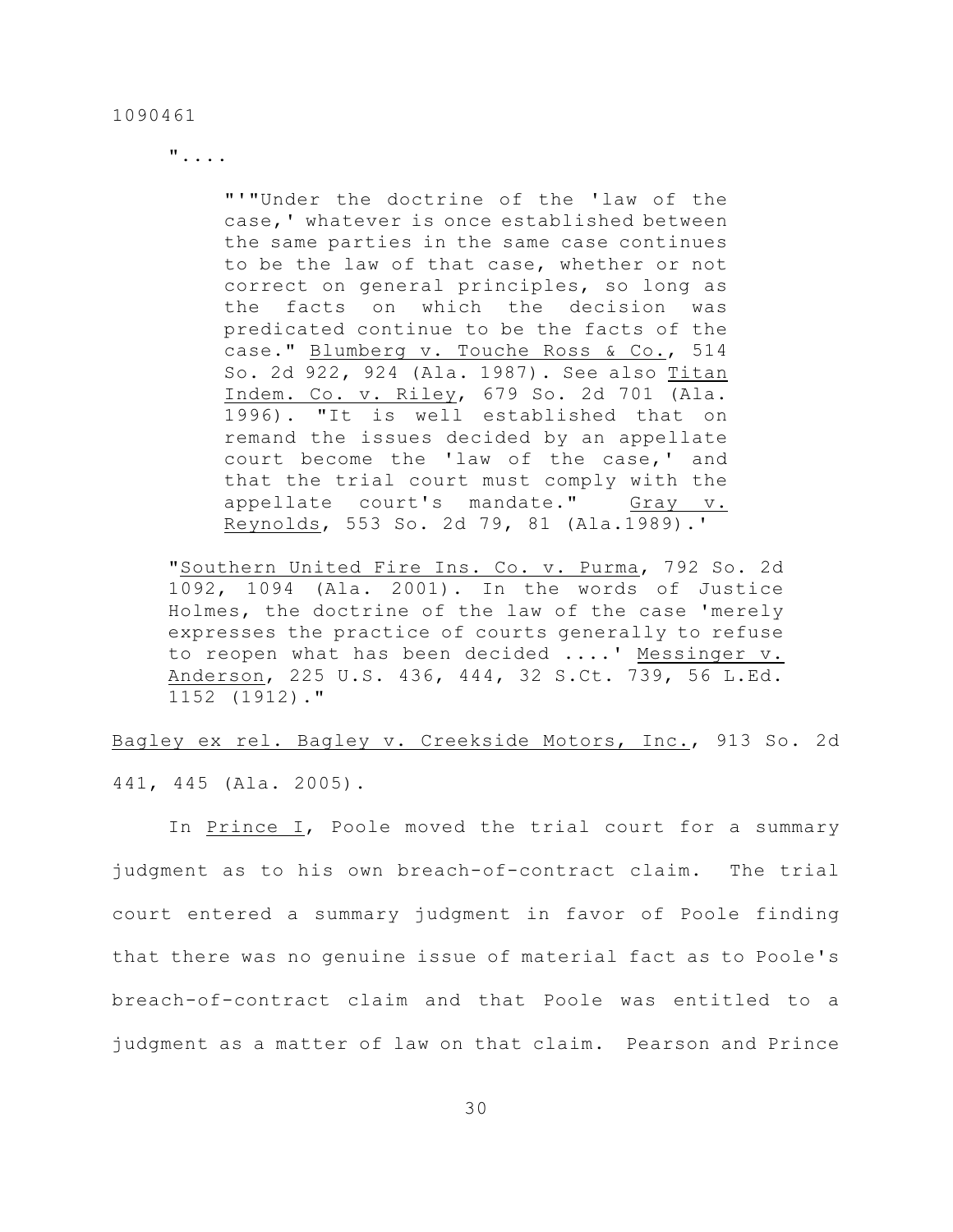"....

> "'"Under the doctrine of the 'law of the case,' whatever is once established between the same parties in the same case continues to be the law of that case, whether or not correct on general principles, so long as the facts on which the decision was predicated continue to be the facts of the case." Blumberg v. Touche Ross & Co., 514 So. 2d 922, 924 (Ala. 1987). See also Titan Indem. Co. v. Riley, 679 So. 2d 701 (Ala. 1996). "It is well established that on remand the issues decided by an appellate court become the 'law of the case,' and that the trial court must comply with the appellate court's mandate." Gray v. Reynolds, 553 So. 2d 79, 81 (Ala.1989).'

"Southern United Fire Ins. Co. v. Purma, 792 So. 2d 1092, 1094 (Ala. 2001). In the words of Justice Holmes, the doctrine of the law of the case 'merely expresses the practice of courts generally to refuse to reopen what has been decided ....' Messinger v. Anderson, 225 U.S. 436, 444, 32 S.Ct. 739, 56 L.Ed. 1152 (1912)."

Bagley ex rel. Bagley v. Creekside Motors, Inc., 913 So. 2d 441, 445 (Ala. 2005).

In Prince I, Poole moved the trial court for a summary judgment as to his own breach-of-contract claim. The trial court entered a summary judgment in favor of Poole finding that there was no genuine issue of material fact as to Poole's breach-of-contract claim and that Poole was entitled to a judgment as a matter of law on that claim. Pearson and Prince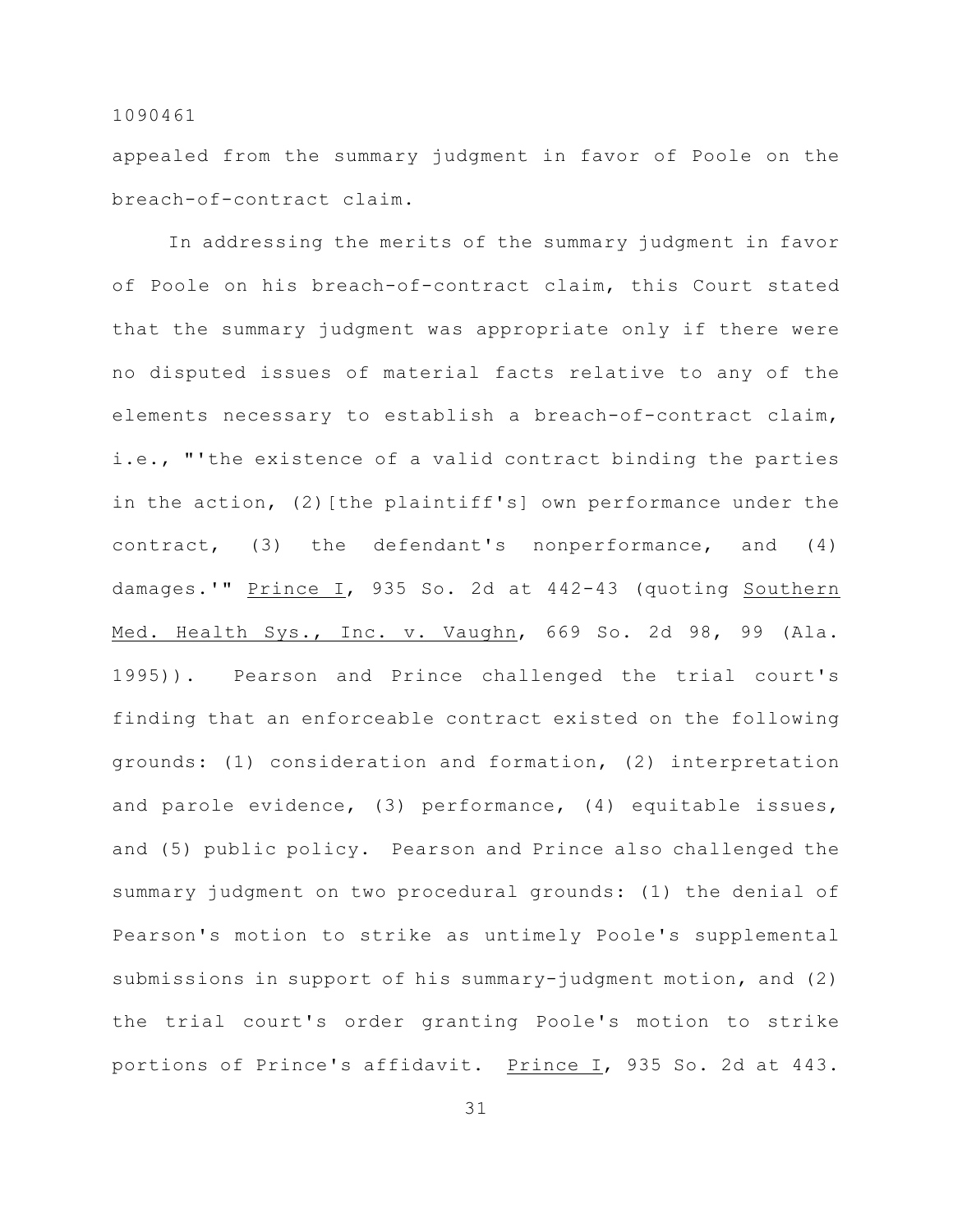appealed from the summary judgment in favor of Poole on the breach-of-contract claim.

In addressing the merits of the summary judgment in favor of Poole on his breach-of-contract claim, this Court stated that the summary judgment was appropriate only if there were no disputed issues of material facts relative to any of the elements necessary to establish a breach-of-contract claim, i.e., "'the existence of a valid contract binding the parties in the action, (2)[the plaintiff's] own performance under the contract, (3) the defendant's nonperformance, and (4) damages.'" Prince I, 935 So. 2d at 442-43 (quoting Southern Med. Health Sys., Inc. v. Vaughn, 669 So. 2d 98, 99 (Ala. 1995)). Pearson and Prince challenged the trial court's finding that an enforceable contract existed on the following grounds: (1) consideration and formation, (2) interpretation and parole evidence, (3) performance, (4) equitable issues, and (5) public policy. Pearson and Prince also challenged the summary judgment on two procedural grounds: (1) the denial of Pearson's motion to strike as untimely Poole's supplemental submissions in support of his summary-judgment motion, and (2) the trial court's order granting Poole's motion to strike portions of Prince's affidavit. Prince I, 935 So. 2d at 443.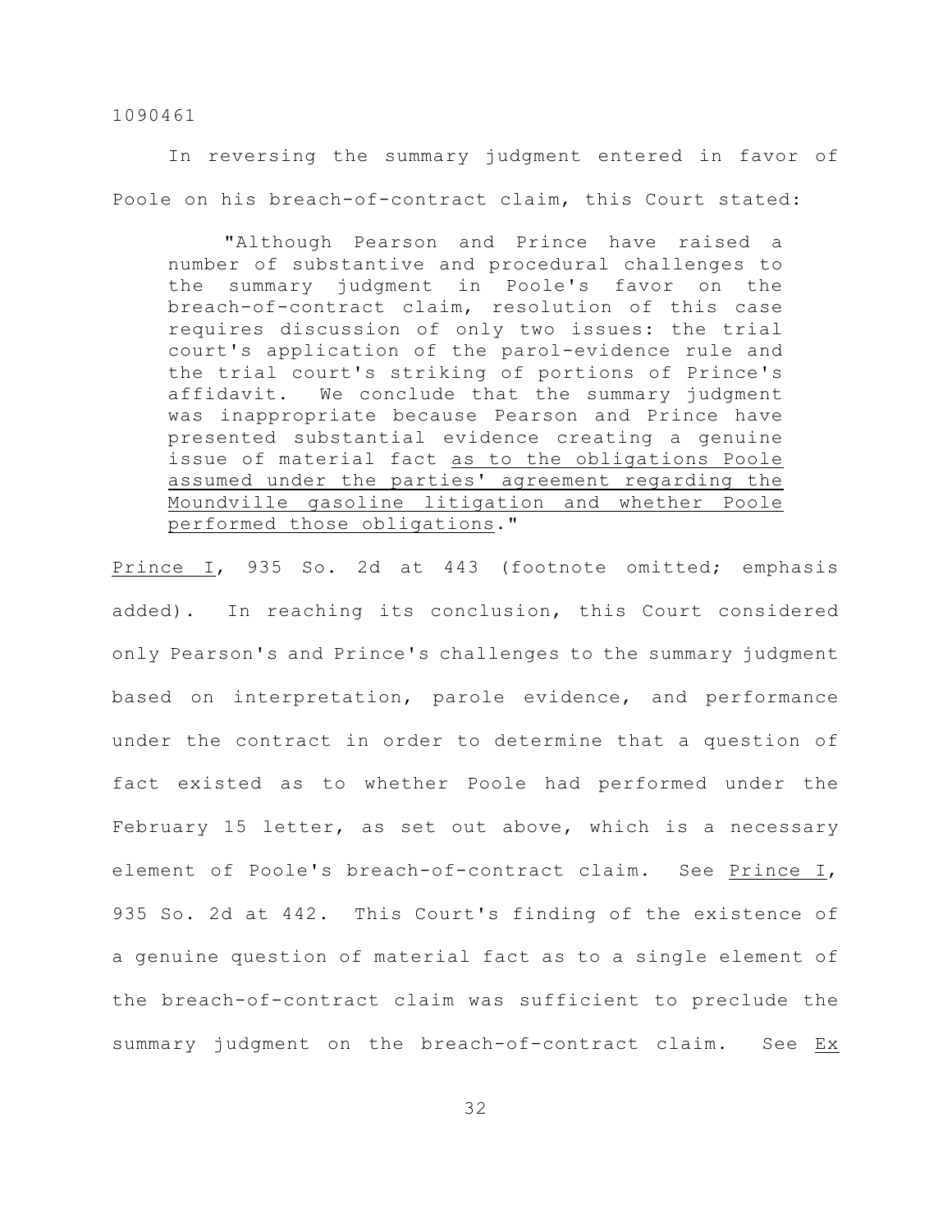In reversing the summary judgment entered in favor of Poole on his breach-of-contract claim, this Court stated:

> "Although Pearson and Prince have raised a number of substantive and procedural challenges to the summary judgment in Poole's favor on the breach-of-contract claim, resolution of this case requires discussion of only two issues: the trial court's application of the parol-evidence rule and the trial court's striking of portions of Prince's affidavit. We conclude that the summary judgment was inappropriate because Pearson and Prince have presented substantial evidence creating a genuine issue of material fact as to the obligations Poole assumed under the parties' agreement regarding the Moundville gasoline litigation and whether Poole performed those obligations."

Prince I, 935 So. 2d at 443 (footnote omitted; emphasis added). In reaching its conclusion, this Court considered only Pearson's and Prince's challenges to the summary judgment based on interpretation, parole evidence, and performance under the contract in order to determine that a question of fact existed as to whether Poole had performed under the February 15 letter, as set out above, which is a necessary element of Poole's breach-of-contract claim. See Prince I, 935 So. 2d at 442. This Court's finding of the existence of a genuine question of material fact as to a single element of the breach-of-contract claim was sufficient to preclude the summary judgment on the breach-of-contract claim. See Ex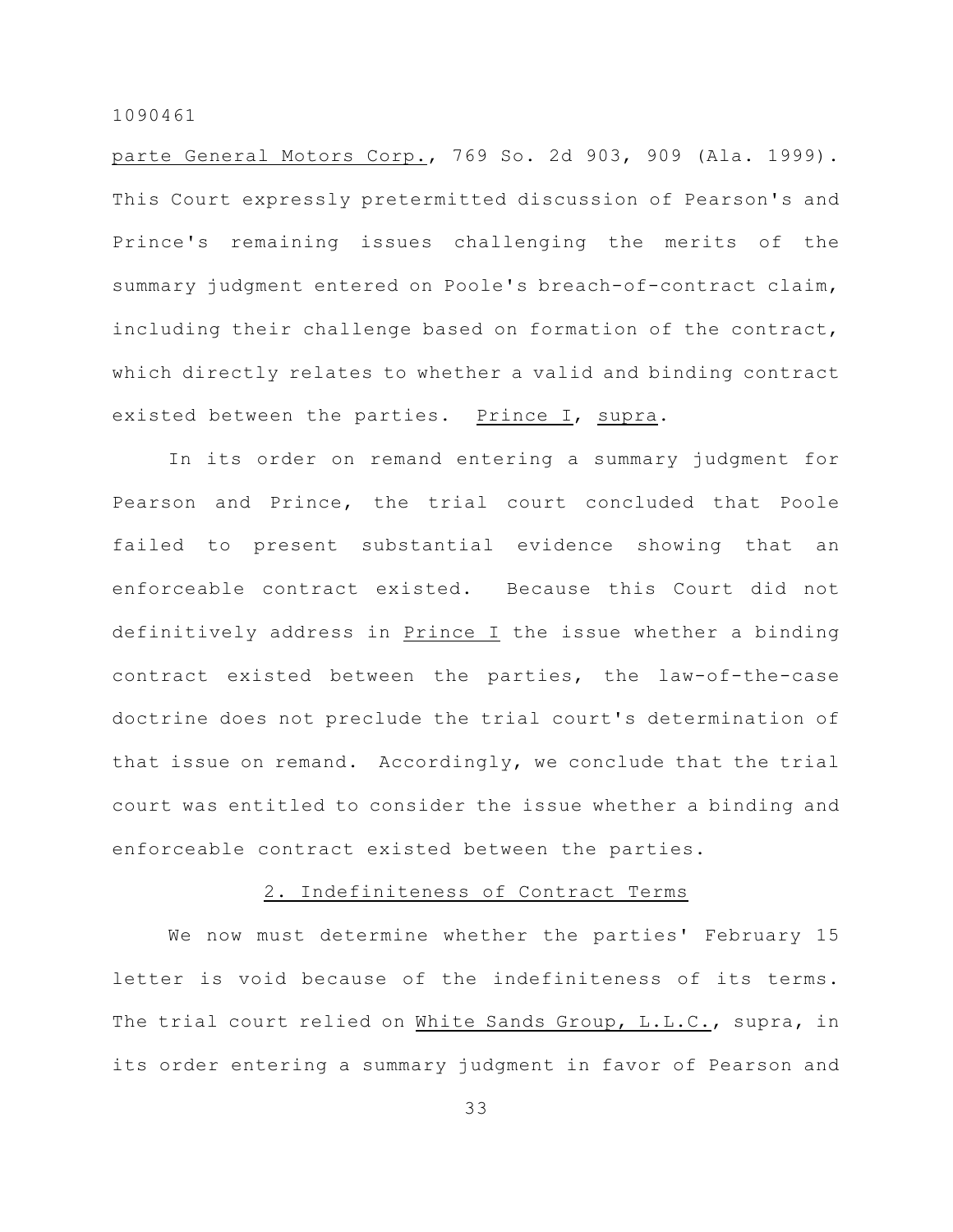parte General Motors Corp., 769 So. 2d 903, 909 (Ala. 1999). This Court expressly pretermitted discussion of Pearson's and Prince's remaining issues challenging the merits of the summary judgment entered on Poole's breach-of-contract claim, including their challenge based on formation of the contract, which directly relates to whether a valid and binding contract existed between the parties. Prince I, supra.

In its order on remand entering a summary judgment for Pearson and Prince, the trial court concluded that Poole failed to present substantial evidence showing that an enforceable contract existed. Because this Court did not definitively address in Prince I the issue whether a binding contract existed between the parties, the law-of-the-case doctrine does not preclude the trial court's determination of that issue on remand. Accordingly, we conclude that the trial court was entitled to consider the issue whether a binding and enforceable contract existed between the parties.

## 2. Indefiniteness of Contract Terms

We now must determine whether the parties' February 15 letter is void because of the indefiniteness of its terms. The trial court relied on White Sands Group, L.L.C., supra, in its order entering a summary judgment in favor of Pearson and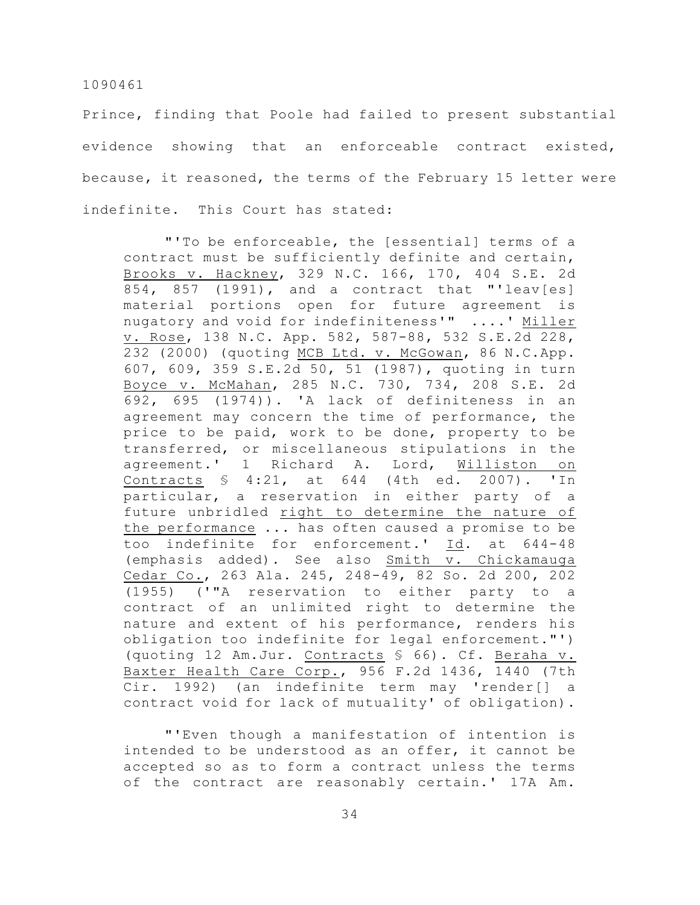Prince, finding that Poole had failed to present substantial evidence showing that an enforceable contract existed, because, it reasoned, the terms of the February 15 letter were indefinite. This Court has stated:

> "'To be enforceable, the [essential] terms of a contract must be sufficiently definite and certain, Brooks v. Hackney, 329 N.C. 166, 170, 404 S.E. 2d 854, 857 (1991), and a contract that "'leav[es] material portions open for future agreement is nugatory and void for indefiniteness'" ....' Miller v. Rose, 138 N.C. App. 582, 587-88, 532 S.E.2d 228, 232 (2000) (quoting MCB Ltd. v. McGowan, 86 N.C.App. 607, 609, 359 S.E.2d 50, 51 (1987), quoting in turn Boyce v. McMahan, 285 N.C. 730, 734, 208 S.E. 2d 692, 695 (1974)). 'A lack of definiteness in an agreement may concern the time of performance, the price to be paid, work to be done, property to be transferred, or miscellaneous stipulations in the agreement.' 1 Richard A. Lord, Williston on Contracts § 4:21, at 644 (4th ed. 2007). 'In particular, a reservation in either party of a future unbridled right to determine the nature of the performance ... has often caused a promise to be too indefinite for enforcement.' Id. at 644-48 (emphasis added). See also Smith v. Chickamauga Cedar Co., 263 Ala. 245, 248-49, 82 So. 2d 200, 202 (1955) ('"A reservation to either party to a contract of an unlimited right to determine the nature and extent of his performance, renders his obligation too indefinite for legal enforcement."') (quoting 12 Am.Jur. Contracts § 66). Cf. Beraha v. Baxter Health Care Corp., 956 F.2d 1436, 1440 (7th Cir. 1992) (an indefinite term may 'render[] a contract void for lack of mutuality' of obligation).
>
> "'Even though a manifestation of intention is intended to be understood as an offer, it cannot be accepted so as to form a contract unless the terms of the contract are reasonably certain.' 17A Am.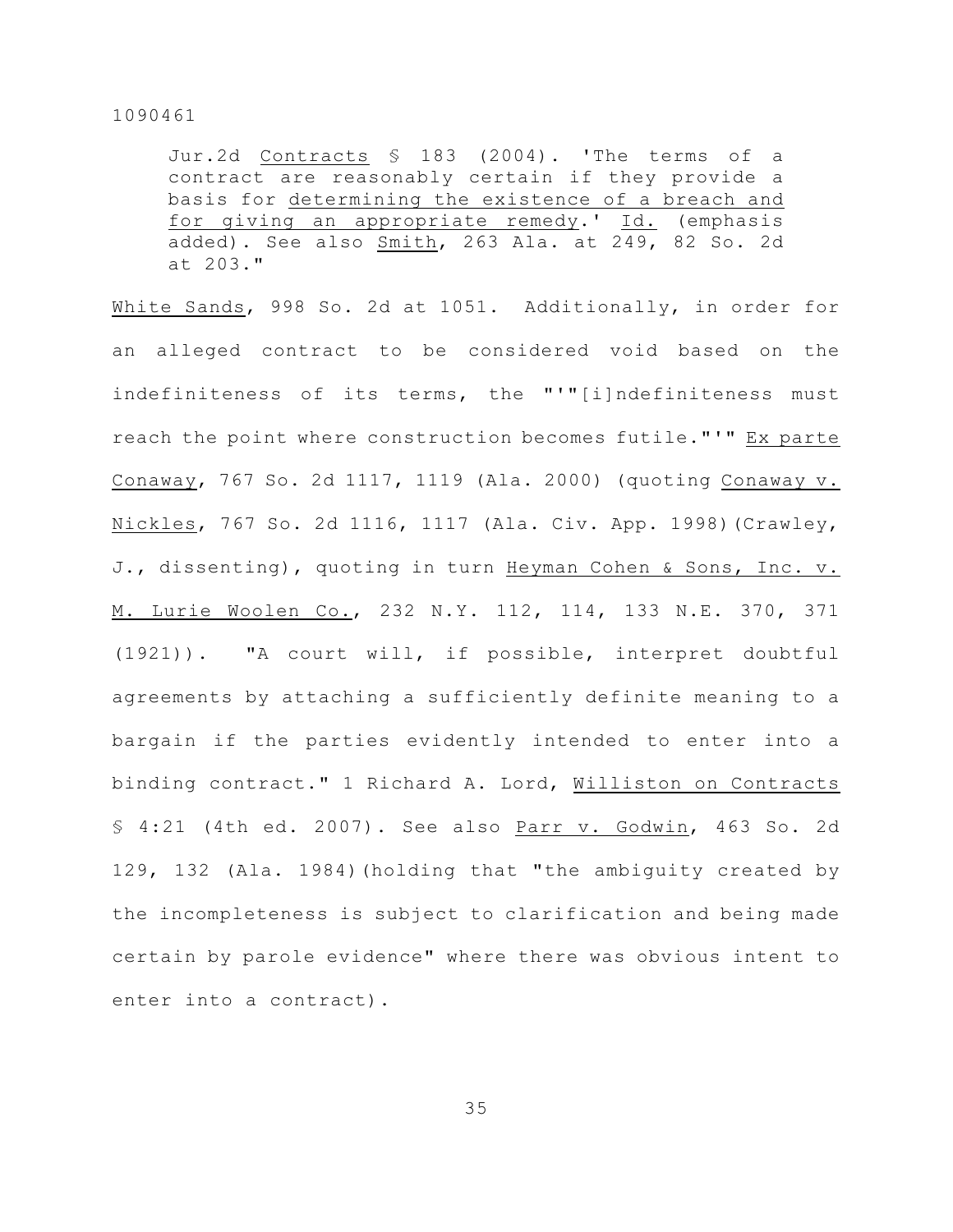> Jur.2d _Contracts_ § 183 (2004). 'The terms of a contract are reasonably certain if they provide a basis for _determining the existence of a breach and for giving an appropriate remedy_.' _Id._ (emphasis added). See also _Smith_, 263 Ala. at 249, 82 So. 2d at 203."

_White Sands_, 998 So. 2d at 1051. Additionally, in order for an alleged contract to be considered void based on the indefiniteness of its terms, the "'"[i]ndefiniteness must reach the point where construction becomes futile."'" _Ex parte Conaway_, 767 So. 2d 1117, 1119 (Ala. 2000) (quoting _Conaway v. Nickles_, 767 So. 2d 1116, 1117 (Ala. Civ. App. 1998)(Crawley, J., dissenting), quoting in turn _Heyman Cohen & Sons, Inc. v. M. Lurie Woolen Co._, 232 N.Y. 112, 114, 133 N.E. 370, 371 (1921)). "A court will, if possible, interpret doubtful agreements by attaching a sufficiently definite meaning to a bargain if the parties evidently intended to enter into a binding contract." 1 Richard A. Lord, _Williston on Contracts_ § 4:21 (4th ed. 2007). See also _Parr v. Godwin_, 463 So. 2d 129, 132 (Ala. 1984)(holding that "the ambiguity created by the incompleteness is subject to clarification and being made certain by parole evidence" where there was obvious intent to enter into a contract).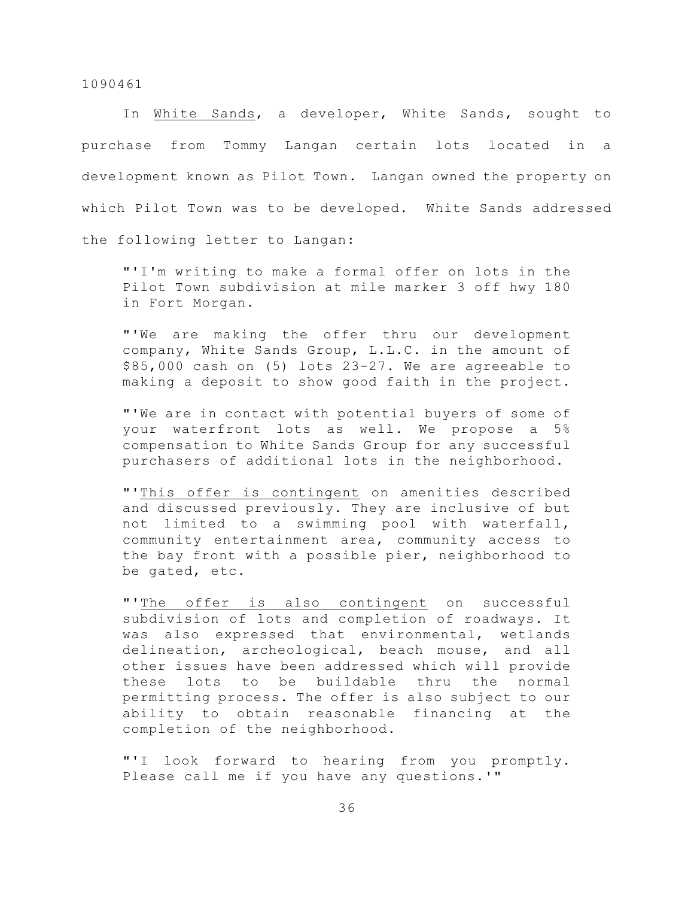In White Sands, a developer, White Sands, sought to purchase from Tommy Langan certain lots located in a development known as Pilot Town. Langan owned the property on which Pilot Town was to be developed. White Sands addressed the following letter to Langan:

> "'I'm writing to make a formal offer on lots in the Pilot Town subdivision at mile marker 3 off hwy 180 in Fort Morgan.
>
> "'We are making the offer thru our development company, White Sands Group, L.L.C. in the amount of $85,000 cash on (5) lots 23-27. We are agreeable to making a deposit to show good faith in the project.
>
> "'We are in contact with potential buyers of some of your waterfront lots as well. We propose a 5% compensation to White Sands Group for any successful purchasers of additional lots in the neighborhood.
>
> "'<u>This offer is contingent</u> on amenities described and discussed previously. They are inclusive of but not limited to a swimming pool with waterfall, community entertainment area, community access to the bay front with a possible pier, neighborhood to be gated, etc.
>
> "'<u>The offer is also contingent</u> on successful subdivision of lots and completion of roadways. It was also expressed that environmental, wetlands delineation, archeological, beach mouse, and all other issues have been addressed which will provide these lots to be buildable thru the normal permitting process. The offer is also subject to our ability to obtain reasonable financing at the completion of the neighborhood.
>
> "'I look forward to hearing from you promptly. Please call me if you have any questions.'"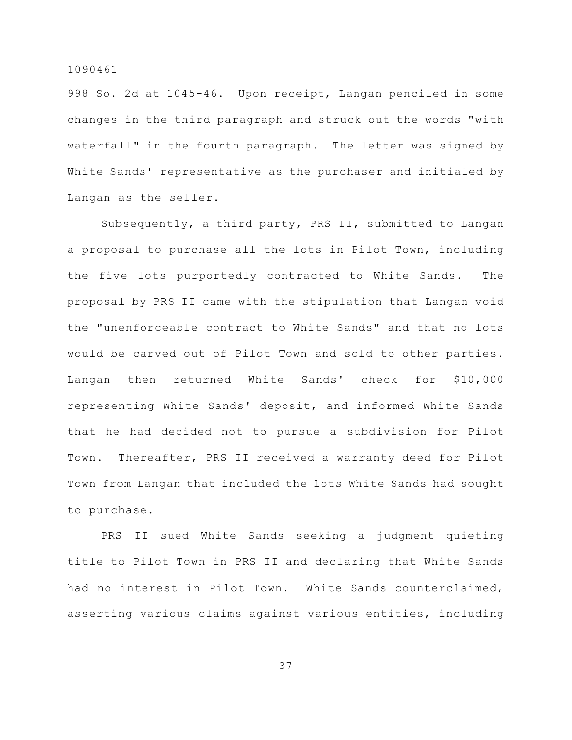998 So. 2d at 1045-46. Upon receipt, Langan penciled in some changes in the third paragraph and struck out the words "with waterfall" in the fourth paragraph. The letter was signed by White Sands' representative as the purchaser and initialed by Langan as the seller.

Subsequently, a third party, PRS II, submitted to Langan a proposal to purchase all the lots in Pilot Town, including the five lots purportedly contracted to White Sands. The proposal by PRS II came with the stipulation that Langan void the "unenforceable contract to White Sands" and that no lots would be carved out of Pilot Town and sold to other parties. Langan then returned White Sands' check for $10,000 representing White Sands' deposit, and informed White Sands that he had decided not to pursue a subdivision for Pilot Town. Thereafter, PRS II received a warranty deed for Pilot Town from Langan that included the lots White Sands had sought to purchase.

PRS II sued White Sands seeking a judgment quieting title to Pilot Town in PRS II and declaring that White Sands had no interest in Pilot Town. White Sands counterclaimed, asserting various claims against various entities, including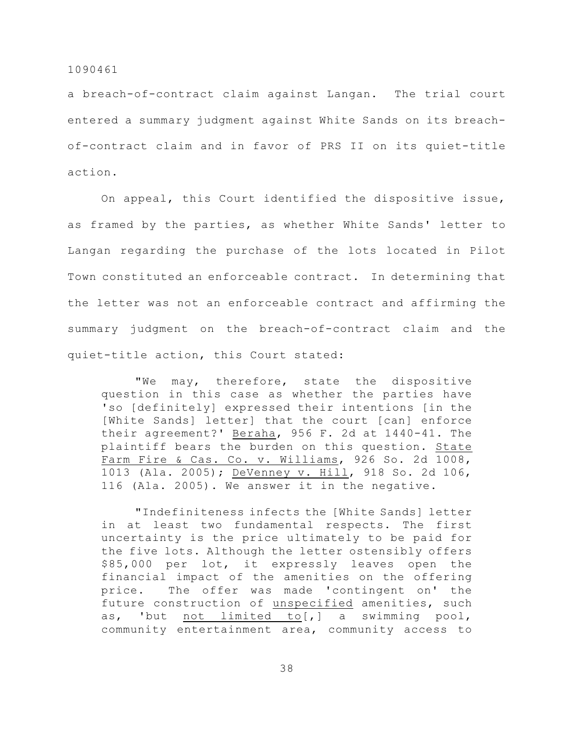a breach-of-contract claim against Langan. The trial court entered a summary judgment against White Sands on its breach-of-contract claim and in favor of PRS II on its quiet-title action.

On appeal, this Court identified the dispositive issue, as framed by the parties, as whether White Sands' letter to Langan regarding the purchase of the lots located in Pilot Town constituted an enforceable contract. In determining that the letter was not an enforceable contract and affirming the summary judgment on the breach-of-contract claim and the quiet-title action, this Court stated:

> "We may, therefore, state the dispositive question in this case as whether the parties have 'so [definitely] expressed their intentions [in the [White Sands] letter] that the court [can] enforce their agreement?' Beraha, 956 F. 2d at 1440-41. The plaintiff bears the burden on this question. State Farm Fire & Cas. Co. v. Williams, 926 So. 2d 1008, 1013 (Ala. 2005); DeVenney v. Hill, 918 So. 2d 106, 116 (Ala. 2005). We answer it in the negative.
>
> "Indefiniteness infects the [White Sands] letter in at least two fundamental respects. The first uncertainty is the price ultimately to be paid for the five lots. Although the letter ostensibly offers $85,000 per lot, it expressly leaves open the financial impact of the amenities on the offering price. The offer was made 'contingent on' the future construction of unspecified amenities, such as, 'but not limited to[,] a swimming pool, community entertainment area, community access to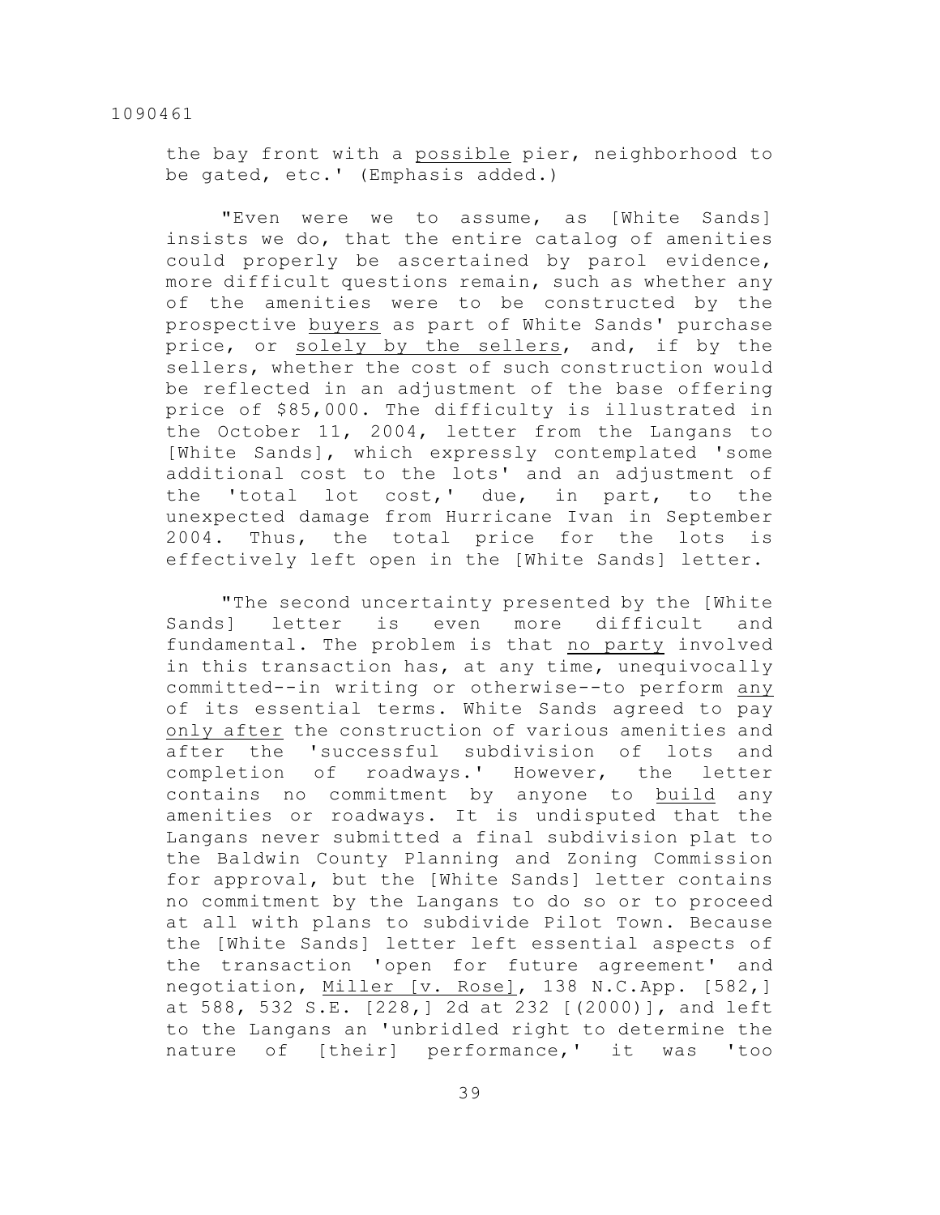the bay front with a possible pier, neighborhood to be gated, etc.' (Emphasis added.)

"Even were we to assume, as [White Sands] insists we do, that the entire catalog of amenities could properly be ascertained by parol evidence, more difficult questions remain, such as whether any of the amenities were to be constructed by the prospective buyers as part of White Sands' purchase price, or solely by the sellers, and, if by the sellers, whether the cost of such construction would be reflected in an adjustment of the base offering price of $85,000. The difficulty is illustrated in the October 11, 2004, letter from the Langans to [White Sands], which expressly contemplated 'some additional cost to the lots' and an adjustment of the 'total lot cost,' due, in part, to the unexpected damage from Hurricane Ivan in September 2004. Thus, the total price for the lots is effectively left open in the [White Sands] letter.

"The second uncertainty presented by the [White Sands] letter is even more difficult and fundamental. The problem is that no party involved in this transaction has, at any time, unequivocally committed--in writing or otherwise--to perform any of its essential terms. White Sands agreed to pay only after the construction of various amenities and after the 'successful subdivision of lots and completion of roadways.' However, the letter contains no commitment by anyone to build any amenities or roadways. It is undisputed that the Langans never submitted a final subdivision plat to the Baldwin County Planning and Zoning Commission for approval, but the [White Sands] letter contains no commitment by the Langans to do so or to proceed at all with plans to subdivide Pilot Town. Because the [White Sands] letter left essential aspects of the transaction 'open for future agreement' and negotiation, Miller [v. Rose], 138 N.C.App. [582,] at 588, 532 S.E. [228,] 2d at 232 [(2000)], and left to the Langans an 'unbridled right to determine the nature of [their] performance,' it was 'too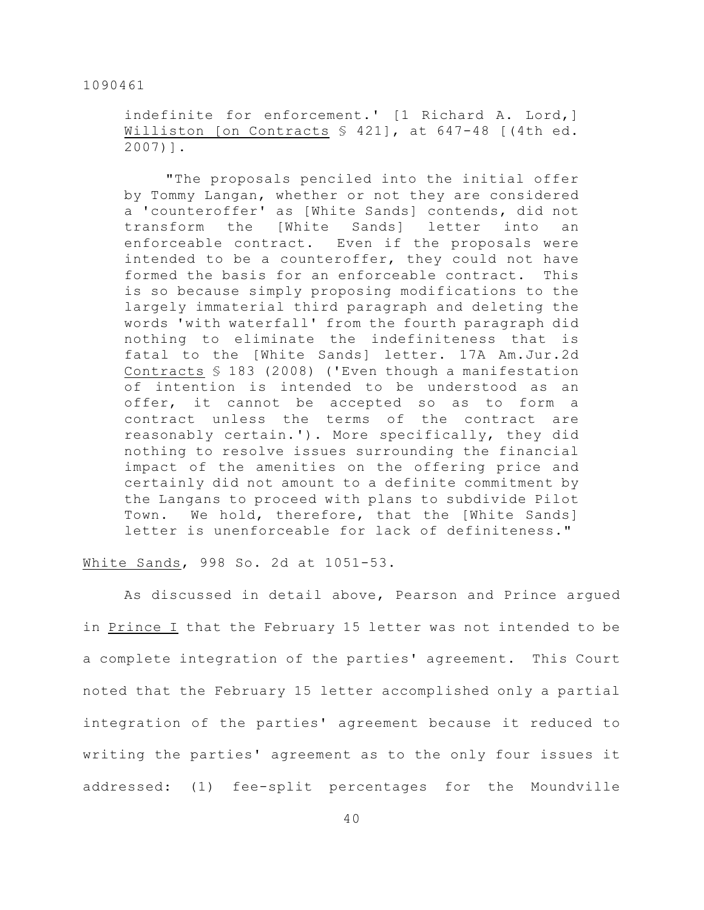indefinite for enforcement.' [1 Richard A. Lord,] Williston [on Contracts § 421], at 647-48 [(4th ed. 2007)].

> "The proposals penciled into the initial offer by Tommy Langan, whether or not they are considered a 'counteroffer' as [White Sands] contends, did not transform the [White Sands] letter into an enforceable contract. Even if the proposals were intended to be a counteroffer, they could not have formed the basis for an enforceable contract. This is so because simply proposing modifications to the largely immaterial third paragraph and deleting the words 'with waterfall' from the fourth paragraph did nothing to eliminate the indefiniteness that is fatal to the [White Sands] letter. 17A Am.Jur.2d Contracts § 183 (2008) ('Even though a manifestation of intention is intended to be understood as an offer, it cannot be accepted so as to form a contract unless the terms of the contract are reasonably certain.'). More specifically, they did nothing to resolve issues surrounding the financial impact of the amenities on the offering price and certainly did not amount to a definite commitment by the Langans to proceed with plans to subdivide Pilot Town. We hold, therefore, that the [White Sands] letter is unenforceable for lack of definiteness."

White Sands, 998 So. 2d at 1051-53.

As discussed in detail above, Pearson and Prince argued in Prince I that the February 15 letter was not intended to be a complete integration of the parties' agreement. This Court noted that the February 15 letter accomplished only a partial integration of the parties' agreement because it reduced to writing the parties' agreement as to the only four issues it addressed: (1) fee-split percentages for the Moundville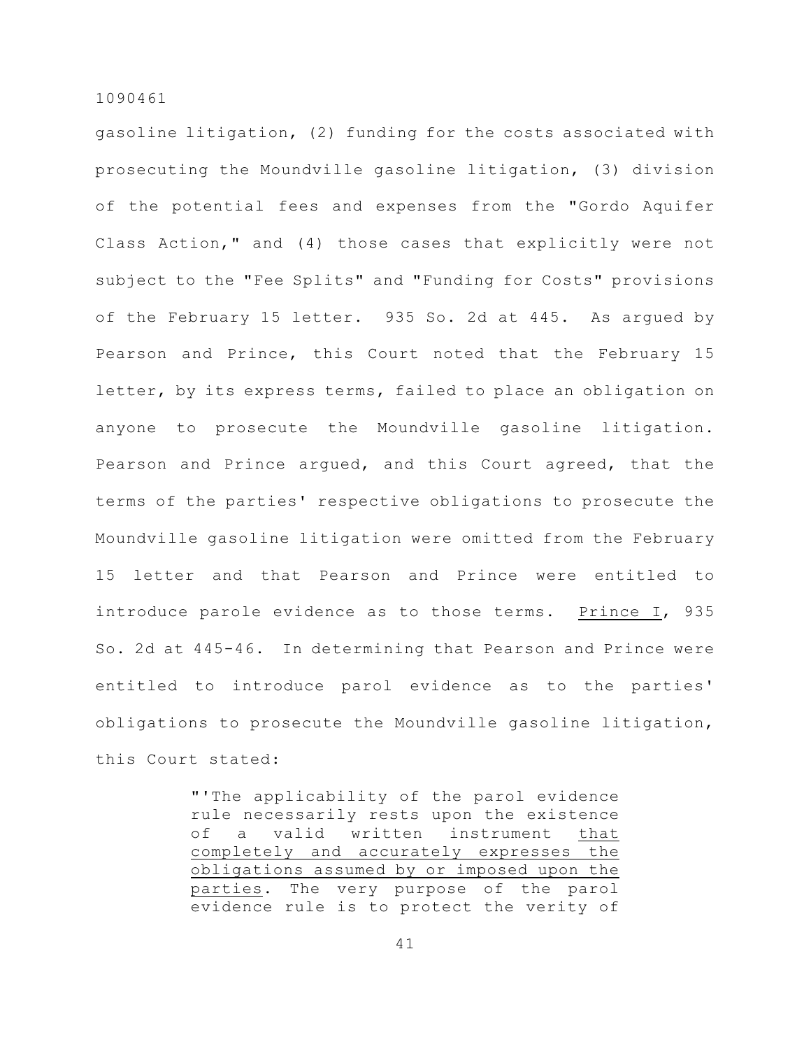gasoline litigation, (2) funding for the costs associated with prosecuting the Moundville gasoline litigation, (3) division of the potential fees and expenses from the "Gordo Aquifer Class Action," and (4) those cases that explicitly were not subject to the "Fee Splits" and "Funding for Costs" provisions of the February 15 letter. 935 So. 2d at 445. As argued by Pearson and Prince, this Court noted that the February 15 letter, by its express terms, failed to place an obligation on anyone to prosecute the Moundville gasoline litigation. Pearson and Prince argued, and this Court agreed, that the terms of the parties' respective obligations to prosecute the Moundville gasoline litigation were omitted from the February 15 letter and that Pearson and Prince were entitled to introduce parole evidence as to those terms. Prince I, 935 So. 2d at 445-46. In determining that Pearson and Prince were entitled to introduce parol evidence as to the parties' obligations to prosecute the Moundville gasoline litigation, this Court stated:

> "'The applicability of the parol evidence rule necessarily rests upon the existence of a valid written instrument that completely and accurately expresses the obligations assumed by or imposed upon the parties. The very purpose of the parol evidence rule is to protect the verity of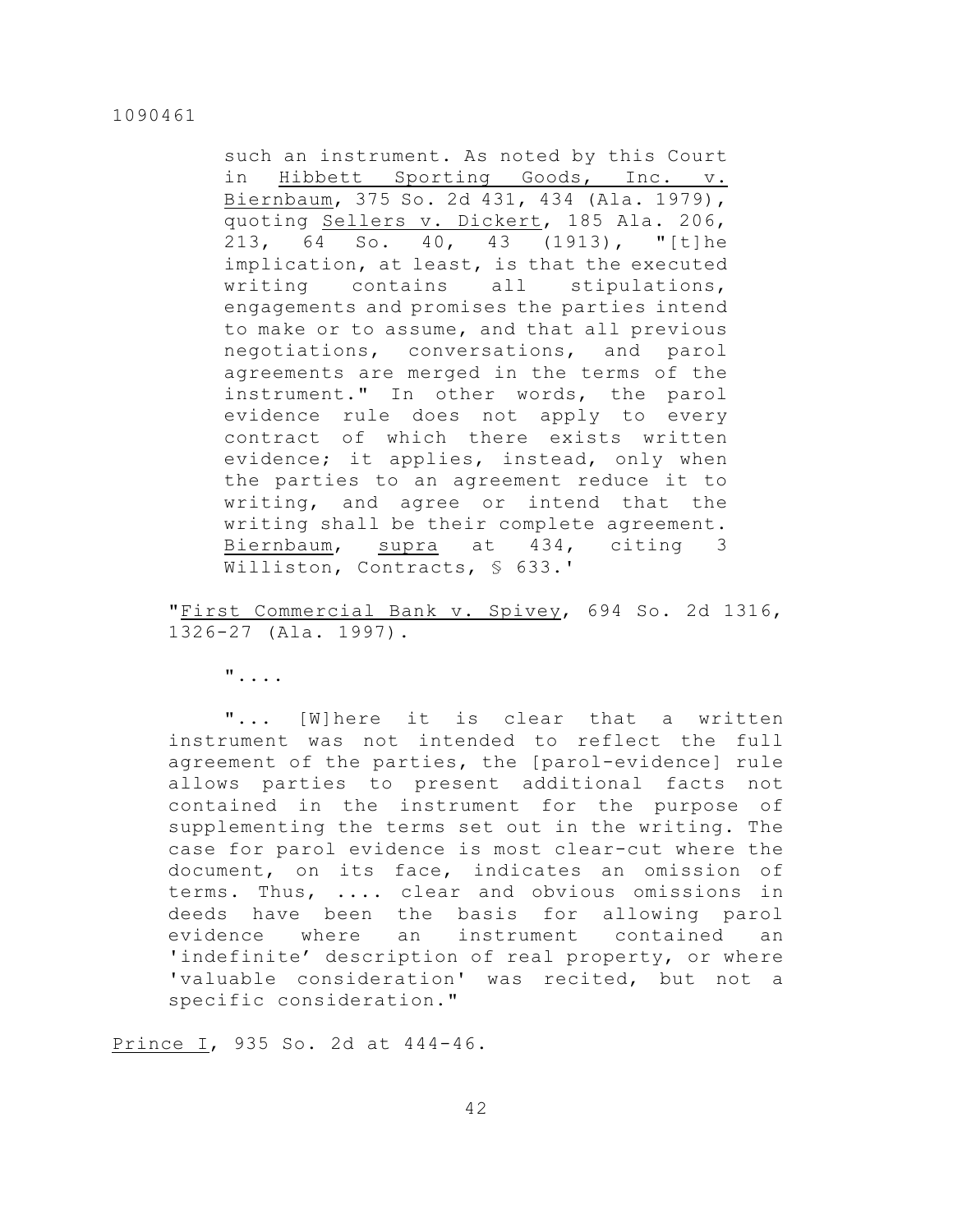> such an instrument. As noted by this Court in Hibbett Sporting Goods, Inc. v. Biernbaum, 375 So. 2d 431, 434 (Ala. 1979), quoting Sellers v. Dickert, 185 Ala. 206, 213, 64 So. 40, 43 (1913), "[t]he implication, at least, is that the executed writing contains all stipulations, engagements and promises the parties intend to make or to assume, and that all previous negotiations, conversations, and parol agreements are merged in the terms of the instrument." In other words, the parol evidence rule does not apply to every contract of which there exists written evidence; it applies, instead, only when the parties to an agreement reduce it to writing, and agree or intend that the writing shall be their complete agreement. Biernbaum, supra at 434, citing 3 Williston, Contracts, § 633.'
>
> "First Commercial Bank v. Spivey, 694 So. 2d 1316, 1326-27 (Ala. 1997).
>
> "....
>
> "... [W]here it is clear that a written instrument was not intended to reflect the full agreement of the parties, the [parol-evidence] rule allows parties to present additional facts not contained in the instrument for the purpose of supplementing the terms set out in the writing. The case for parol evidence is most clear-cut where the document, on its face, indicates an omission of terms. Thus, .... clear and obvious omissions in deeds have been the basis for allowing parol evidence where an instrument contained an 'indefinite' description of real property, or where 'valuable consideration' was recited, but not a specific consideration."

Prince I, 935 So. 2d at 444-46.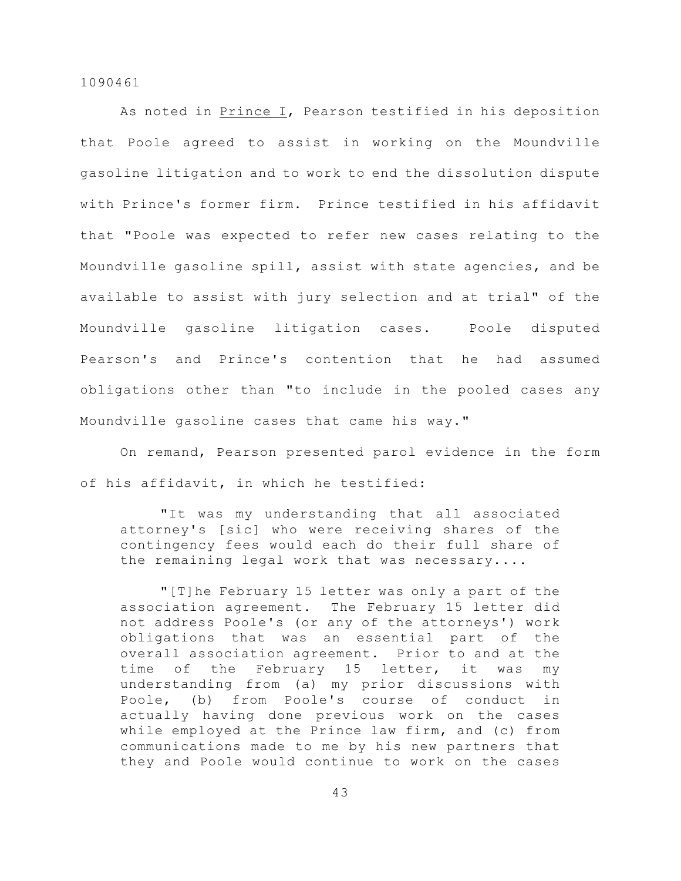As noted in Prince I, Pearson testified in his deposition that Poole agreed to assist in working on the Moundville gasoline litigation and to work to end the dissolution dispute with Prince's former firm. Prince testified in his affidavit that "Poole was expected to refer new cases relating to the Moundville gasoline spill, assist with state agencies, and be available to assist with jury selection and at trial" of the Moundville gasoline litigation cases. Poole disputed Pearson's and Prince's contention that he had assumed obligations other than "to include in the pooled cases any Moundville gasoline cases that came his way."

On remand, Pearson presented parol evidence in the form of his affidavit, in which he testified:

> "It was my understanding that all associated attorney's [sic] who were receiving shares of the contingency fees would each do their full share of the remaining legal work that was necessary....
>
> "[T]he February 15 letter was only a part of the association agreement. The February 15 letter did not address Poole's (or any of the attorneys') work obligations that was an essential part of the overall association agreement. Prior to and at the time of the February 15 letter, it was my understanding from (a) my prior discussions with Poole, (b) from Poole's course of conduct in actually having done previous work on the cases while employed at the Prince law firm, and (c) from communications made to me by his new partners that they and Poole would continue to work on the cases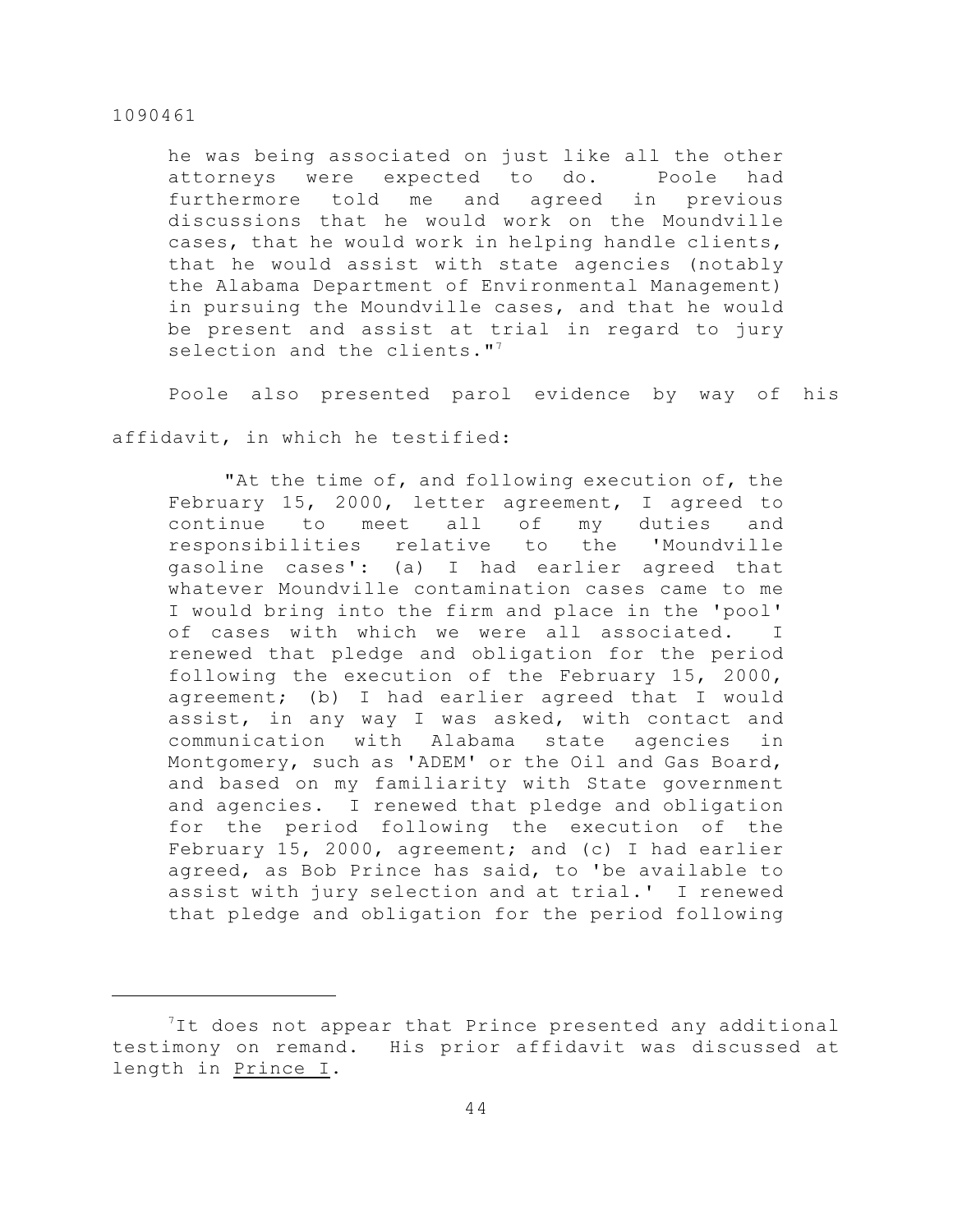> he was being associated on just like all the other attorneys were expected to do. Poole had furthermore told me and agreed in previous discussions that he would work on the Moundville cases, that he would work in helping handle clients, that he would assist with state agencies (notably the Alabama Department of Environmental Management) in pursuing the Moundville cases, and that he would be present and assist at trial in regard to jury selection and the clients."[7]

Poole also presented parol evidence by way of his affidavit, in which he testified:

> "At the time of, and following execution of, the February 15, 2000, letter agreement, I agreed to continue to meet all of my duties and responsibilities relative to the 'Moundville gasoline cases': (a) I had earlier agreed that whatever Moundville contamination cases came to me I would bring into the firm and place in the 'pool' of cases with which we were all associated. I renewed that pledge and obligation for the period following the execution of the February 15, 2000, agreement; (b) I had earlier agreed that I would assist, in any way I was asked, with contact and communication with Alabama state agencies in Montgomery, such as 'ADEM' or the Oil and Gas Board, and based on my familiarity with State government and agencies. I renewed that pledge and obligation for the period following the execution of the February 15, 2000, agreement; and (c) I had earlier agreed, as Bob Prince has said, to 'be available to assist with jury selection and at trial.' I renewed that pledge and obligation for the period following

---

[7] It does not appear that Prince presented any additional testimony on remand. His prior affidavit was discussed at length in Prince I.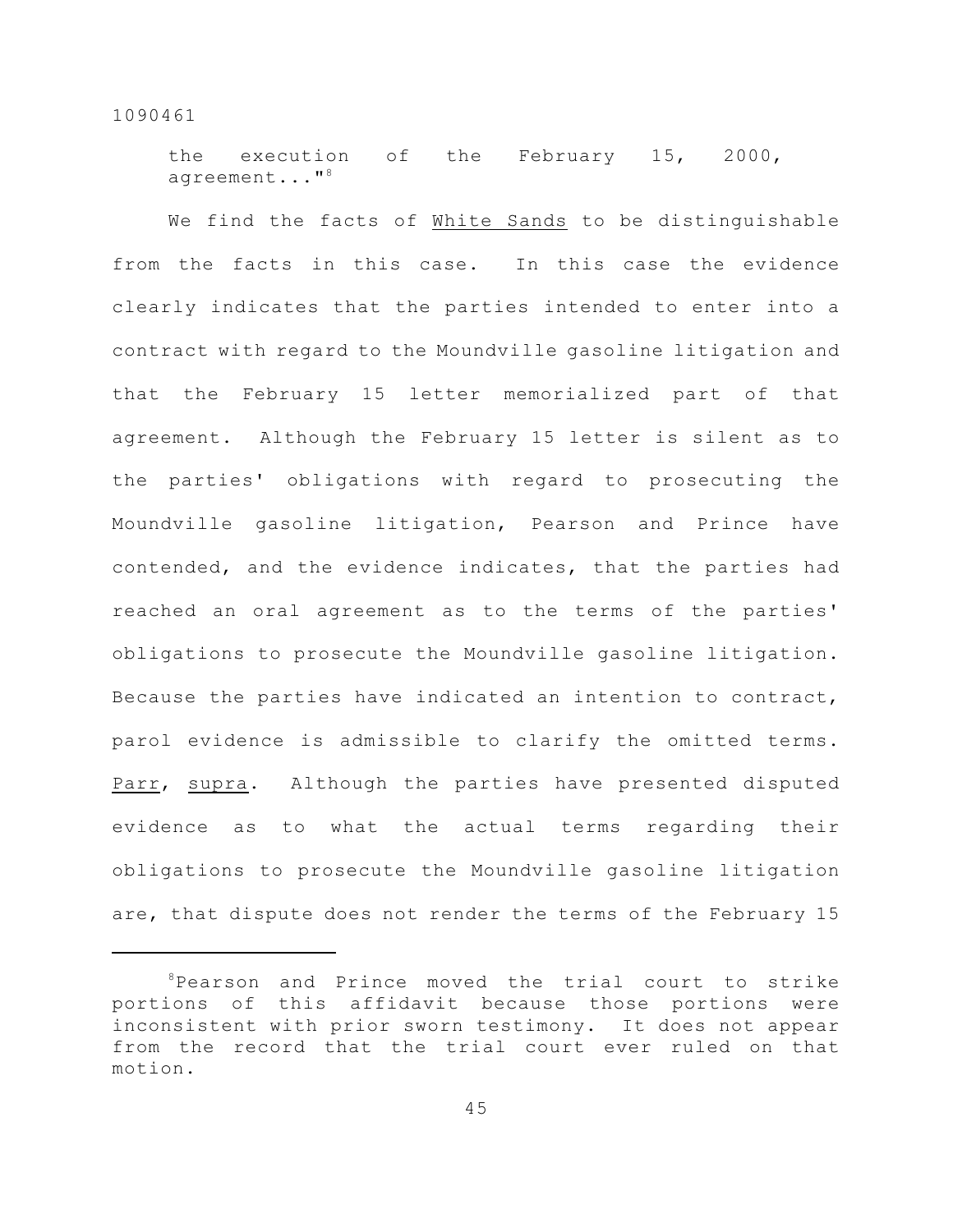the execution of the February 15, 2000, agreement..."[8]

We find the facts of White Sands to be distinguishable from the facts in this case. In this case the evidence clearly indicates that the parties intended to enter into a contract with regard to the Moundville gasoline litigation and that the February 15 letter memorialized part of that agreement. Although the February 15 letter is silent as to the parties' obligations with regard to prosecuting the Moundville gasoline litigation, Pearson and Prince have contended, and the evidence indicates, that the parties had reached an oral agreement as to the terms of the parties' obligations to prosecute the Moundville gasoline litigation. Because the parties have indicated an intention to contract, parol evidence is admissible to clarify the omitted terms. Parr, supra. Although the parties have presented disputed evidence as to what the actual terms regarding their obligations to prosecute the Moundville gasoline litigation are, that dispute does not render the terms of the February 15

---

[8]Pearson and Prince moved the trial court to strike portions of this affidavit because those portions were inconsistent with prior sworn testimony. It does not appear from the record that the trial court ever ruled on that motion.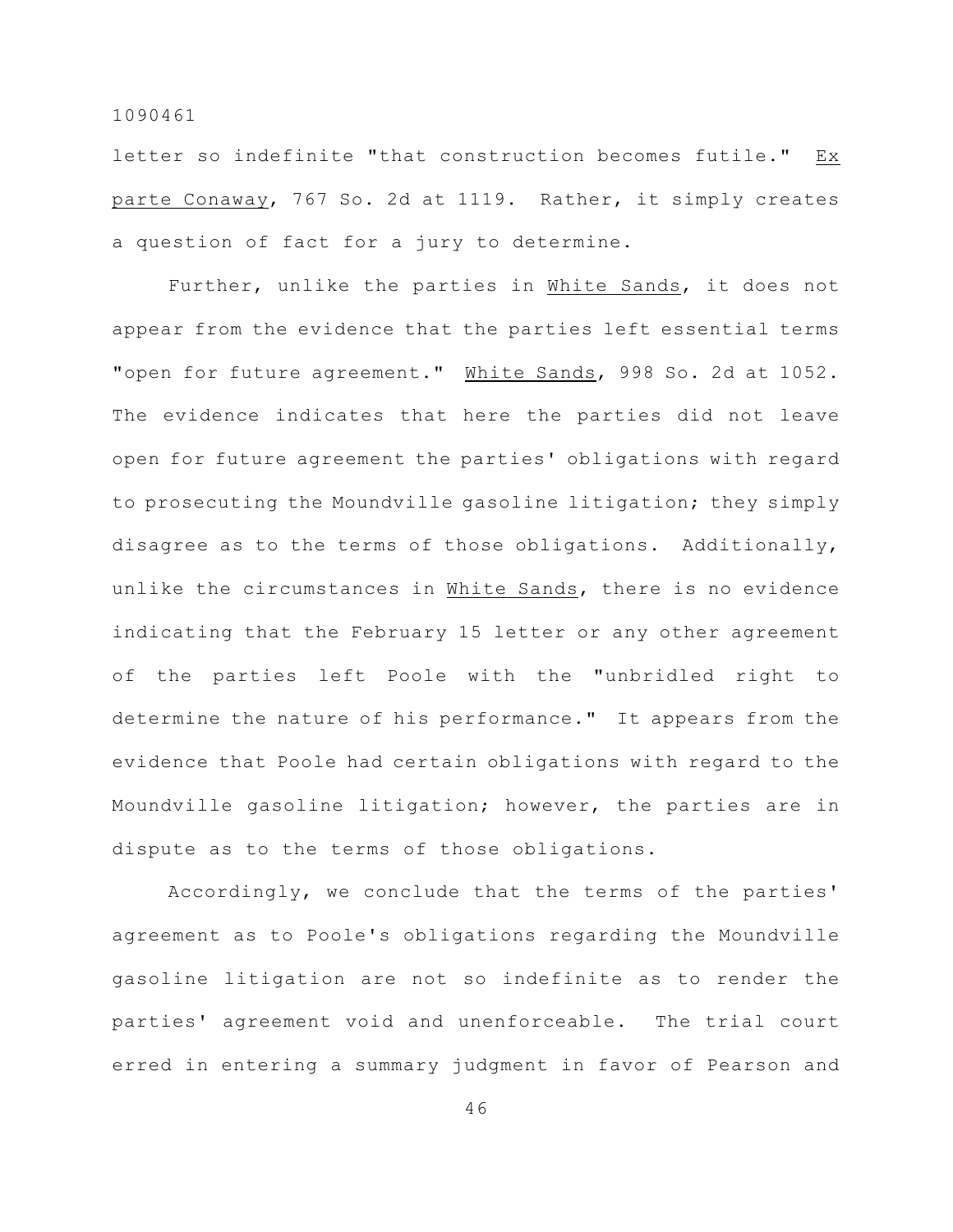letter so indefinite "that construction becomes futile." _Ex parte Conaway_, 767 So. 2d at 1119. Rather, it simply creates a question of fact for a jury to determine.

Further, unlike the parties in _White Sands_, it does not appear from the evidence that the parties left essential terms "open for future agreement." _White Sands_, 998 So. 2d at 1052. The evidence indicates that here the parties did not leave open for future agreement the parties' obligations with regard to prosecuting the Moundville gasoline litigation; they simply disagree as to the terms of those obligations. Additionally, unlike the circumstances in _White Sands_, there is no evidence indicating that the February 15 letter or any other agreement of the parties left Poole with the "unbridled right to determine the nature of his performance." It appears from the evidence that Poole had certain obligations with regard to the Moundville gasoline litigation; however, the parties are in dispute as to the terms of those obligations.

Accordingly, we conclude that the terms of the parties' agreement as to Poole's obligations regarding the Moundville gasoline litigation are not so indefinite as to render the parties' agreement void and unenforceable. The trial court erred in entering a summary judgment in favor of Pearson and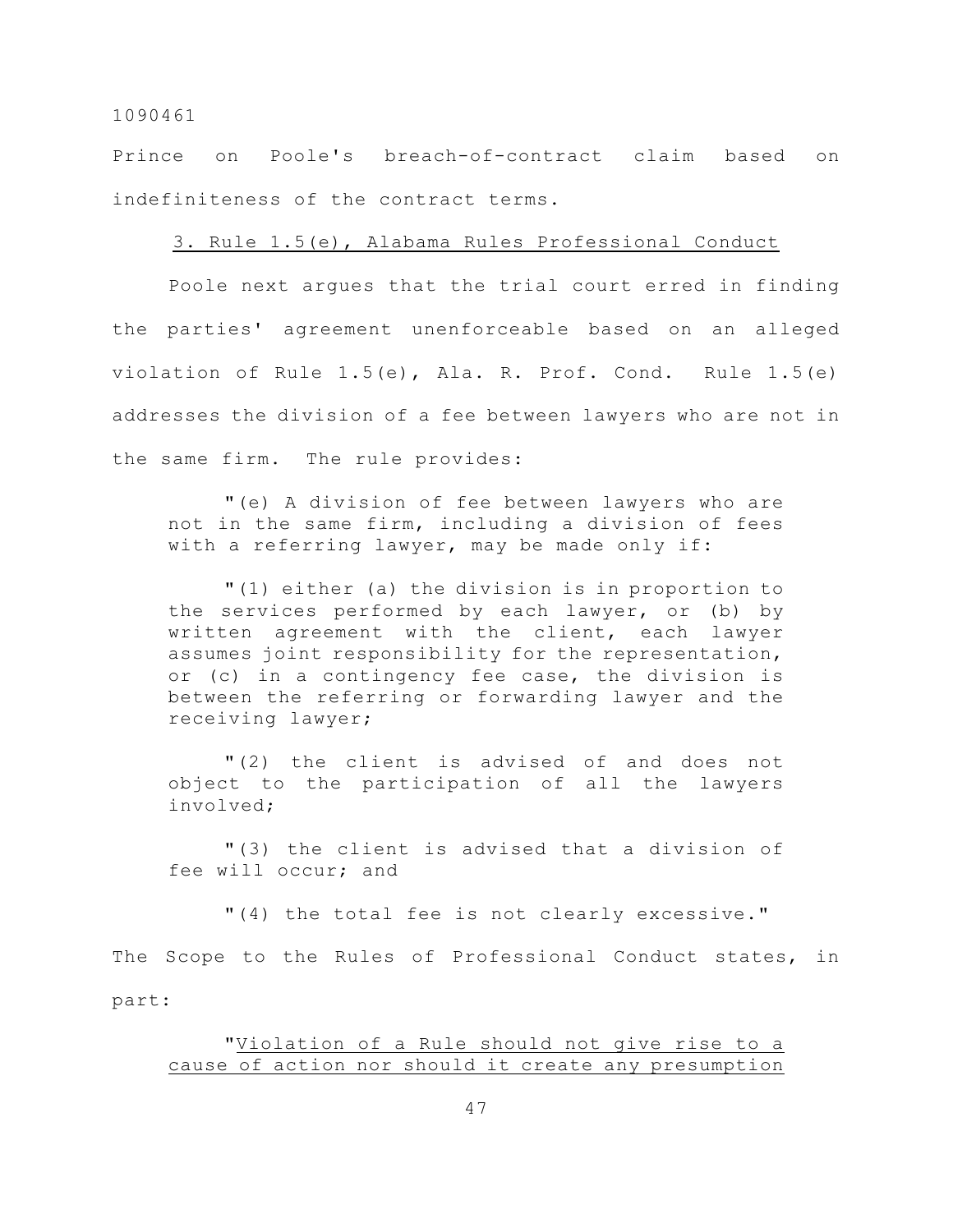Prince on Poole's breach-of-contract claim based on indefiniteness of the contract terms.

<u>3. Rule 1.5(e), Alabama Rules Professional Conduct</u>

Poole next argues that the trial court erred in finding the parties' agreement unenforceable based on an alleged violation of Rule 1.5(e), Ala. R. Prof. Cond. Rule 1.5(e) addresses the division of a fee between lawyers who are not in the same firm. The rule provides:

> "(e) A division of fee between lawyers who are not in the same firm, including a division of fees with a referring lawyer, may be made only if:
>
> "(1) either (a) the division is in proportion to the services performed by each lawyer, or (b) by written agreement with the client, each lawyer assumes joint responsibility for the representation, or (c) in a contingency fee case, the division is between the referring or forwarding lawyer and the receiving lawyer;
>
> "(2) the client is advised of and does not object to the participation of all the lawyers involved;
>
> "(3) the client is advised that a division of fee will occur; and
>
> "(4) the total fee is not clearly excessive."

The Scope to the Rules of Professional Conduct states, in part:

> "<u>Violation of a Rule should not give rise to a cause of action nor should it create any presumption</u>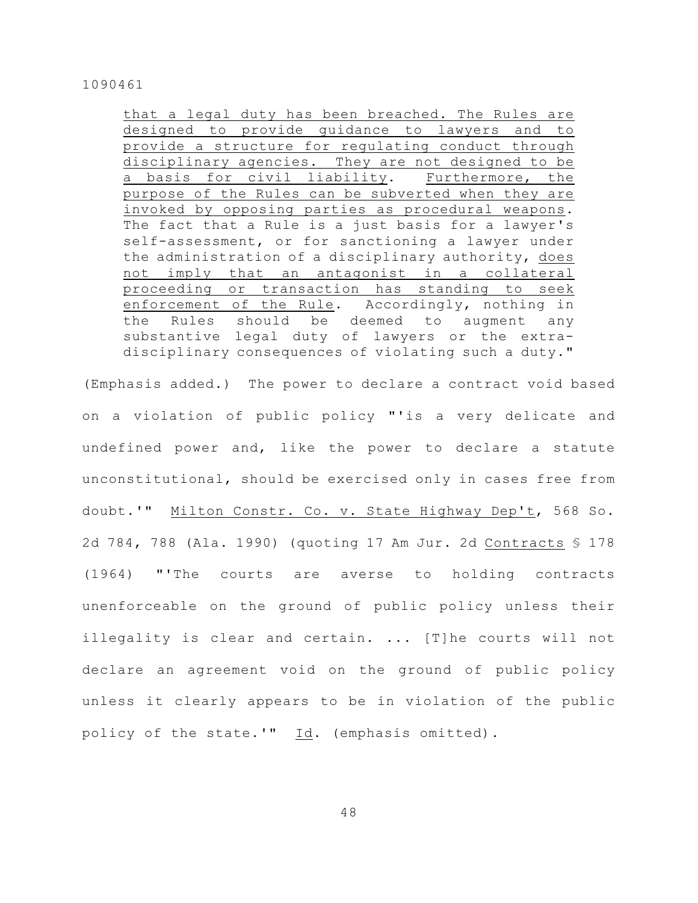> that a legal duty has been breached. The Rules are designed to provide guidance to lawyers and to provide a structure for regulating conduct through disciplinary agencies. They are not designed to be a basis for civil liability. Furthermore, the purpose of the Rules can be subverted when they are invoked by opposing parties as procedural weapons. The fact that a Rule is a just basis for a lawyer's self-assessment, or for sanctioning a lawyer under the administration of a disciplinary authority, does not imply that an antagonist in a collateral proceeding or transaction has standing to seek enforcement of the Rule. Accordingly, nothing in the Rules should be deemed to augment any substantive legal duty of lawyers or the extra-disciplinary consequences of violating such a duty."

(Emphasis added.) The power to declare a contract void based on a violation of public policy "'is a very delicate and undefined power and, like the power to declare a statute unconstitutional, should be exercised only in cases free from doubt.'" Milton Constr. Co. v. State Highway Dep't, 568 So. 2d 784, 788 (Ala. 1990) (quoting 17 Am Jur. 2d Contracts § 178 (1964) "'The courts are averse to holding contracts unenforceable on the ground of public policy unless their illegality is clear and certain. ... [T]he courts will not declare an agreement void on the ground of public policy unless it clearly appears to be in violation of the public policy of the state.'" Id. (emphasis omitted).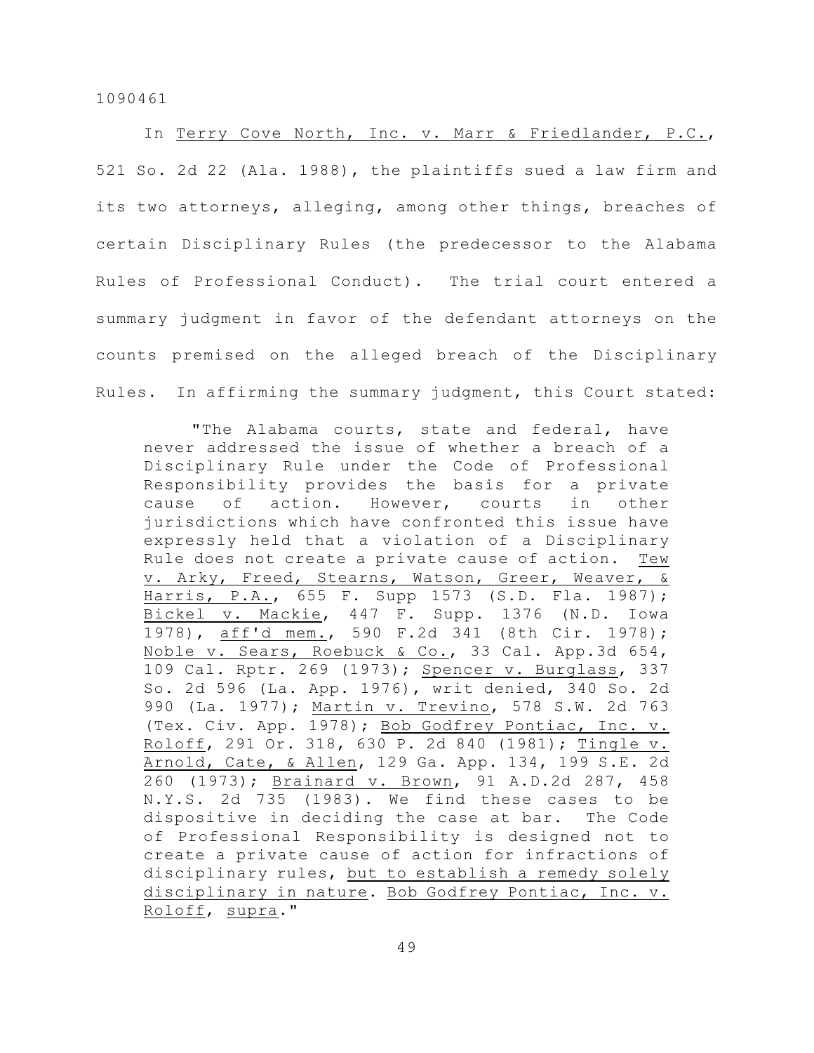In Terry Cove North, Inc. v. Marr & Friedlander, P.C., 521 So. 2d 22 (Ala. 1988), the plaintiffs sued a law firm and its two attorneys, alleging, among other things, breaches of certain Disciplinary Rules (the predecessor to the Alabama Rules of Professional Conduct). The trial court entered a summary judgment in favor of the defendant attorneys on the counts premised on the alleged breach of the Disciplinary Rules. In affirming the summary judgment, this Court stated:

> "The Alabama courts, state and federal, have never addressed the issue of whether a breach of a Disciplinary Rule under the Code of Professional Responsibility provides the basis for a private cause of action. However, courts in other jurisdictions which have confronted this issue have expressly held that a violation of a Disciplinary Rule does not create a private cause of action. Tew v. Arky, Freed, Stearns, Watson, Greer, Weaver, & Harris, P.A., 655 F. Supp 1573 (S.D. Fla. 1987); Bickel v. Mackie, 447 F. Supp. 1376 (N.D. Iowa 1978), aff'd mem., 590 F.2d 341 (8th Cir. 1978); Noble v. Sears, Roebuck & Co., 33 Cal. App.3d 654, 109 Cal. Rptr. 269 (1973); Spencer v. Burglass, 337 So. 2d 596 (La. App. 1976), writ denied, 340 So. 2d 990 (La. 1977); Martin v. Trevino, 578 S.W. 2d 763 (Tex. Civ. App. 1978); Bob Godfrey Pontiac, Inc. v. Roloff, 291 Or. 318, 630 P. 2d 840 (1981); Tingle v. Arnold, Cate, & Allen, 129 Ga. App. 134, 199 S.E. 2d 260 (1973); Brainard v. Brown, 91 A.D.2d 287, 458 N.Y.S. 2d 735 (1983). We find these cases to be dispositive in deciding the case at bar. The Code of Professional Responsibility is designed not to create a private cause of action for infractions of disciplinary rules, but to establish a remedy solely disciplinary in nature. Bob Godfrey Pontiac, Inc. v. Roloff, supra."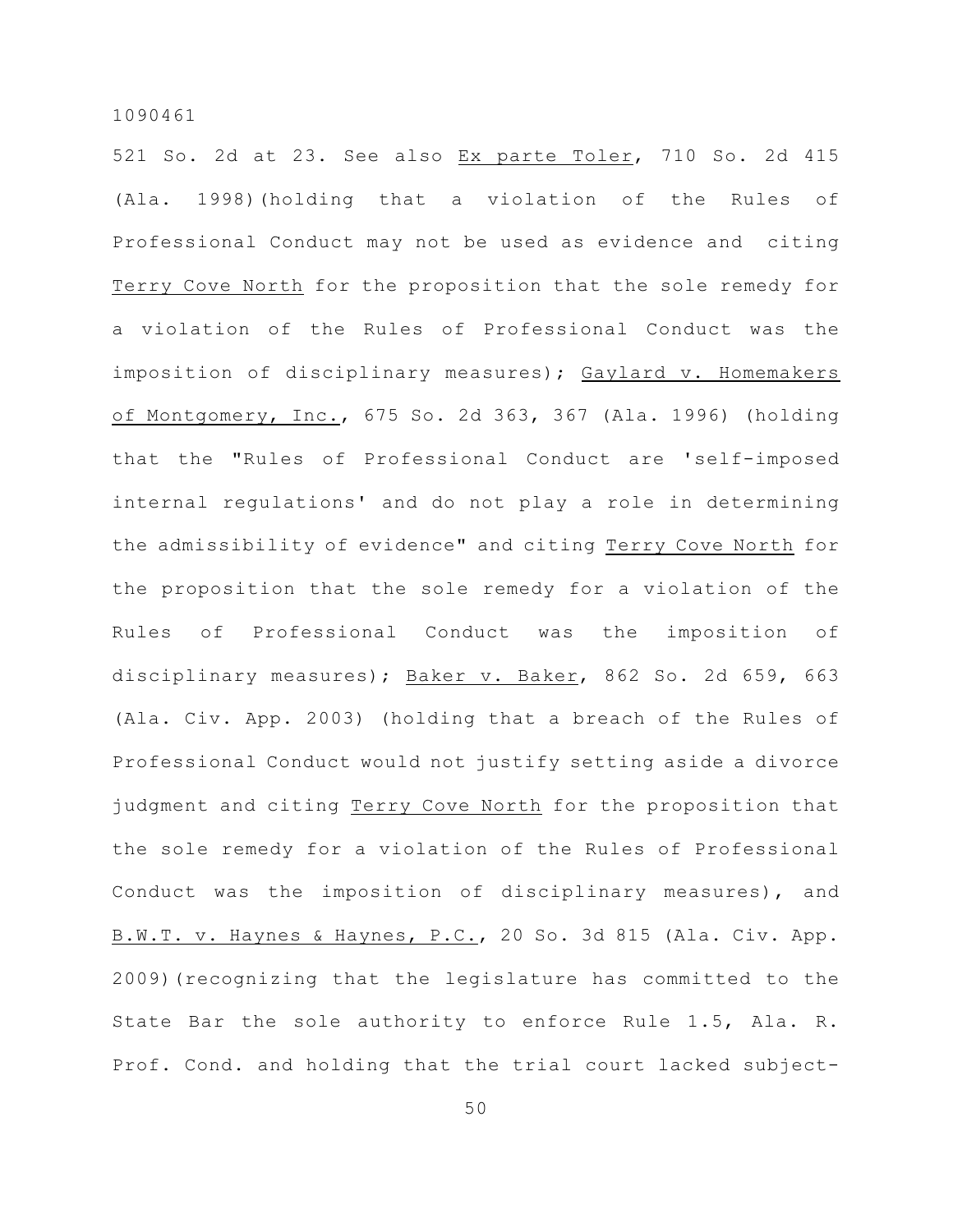521 So. 2d at 23. See also Ex parte Toler, 710 So. 2d 415 (Ala. 1998)(holding that a violation of the Rules of Professional Conduct may not be used as evidence and citing Terry Cove North for the proposition that the sole remedy for a violation of the Rules of Professional Conduct was the imposition of disciplinary measures); Gaylard v. Homemakers of Montgomery, Inc., 675 So. 2d 363, 367 (Ala. 1996) (holding that the "Rules of Professional Conduct are 'self-imposed internal regulations' and do not play a role in determining the admissibility of evidence" and citing Terry Cove North for the proposition that the sole remedy for a violation of the Rules of Professional Conduct was the imposition of disciplinary measures); Baker v. Baker, 862 So. 2d 659, 663 (Ala. Civ. App. 2003) (holding that a breach of the Rules of Professional Conduct would not justify setting aside a divorce judgment and citing Terry Cove North for the proposition that the sole remedy for a violation of the Rules of Professional Conduct was the imposition of disciplinary measures), and B.W.T. v. Haynes & Haynes, P.C., 20 So. 3d 815 (Ala. Civ. App. 2009)(recognizing that the legislature has committed to the State Bar the sole authority to enforce Rule 1.5, Ala. R. Prof. Cond. and holding that the trial court lacked subject-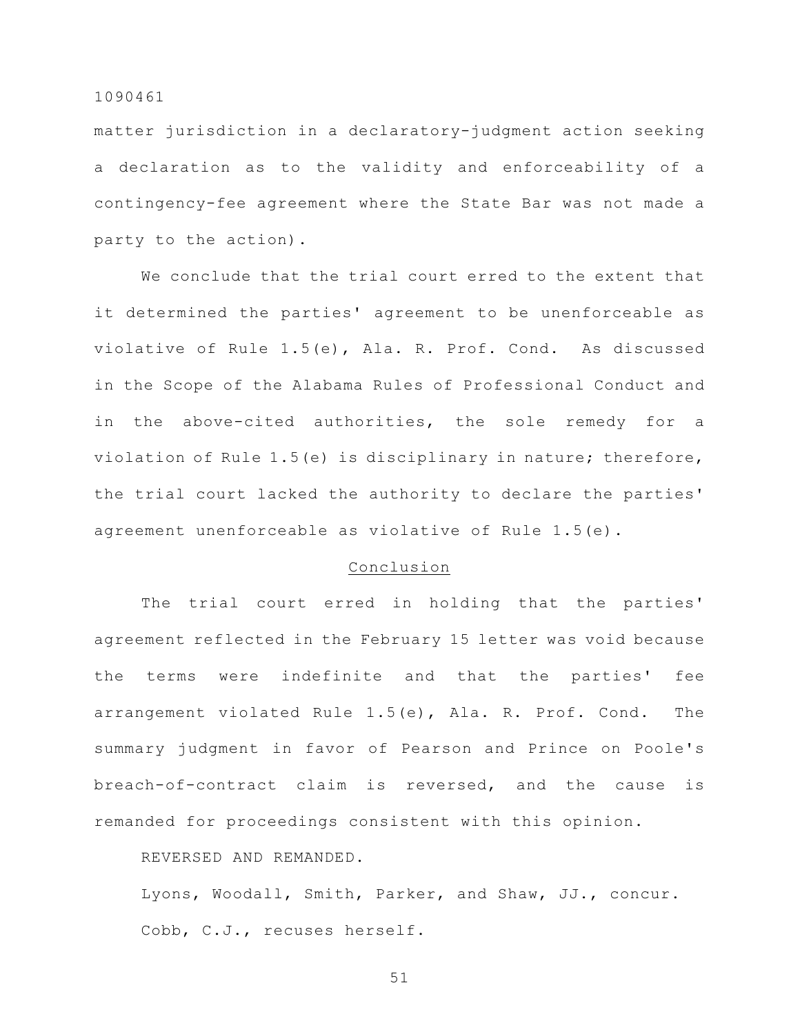matter jurisdiction in a declaratory-judgment action seeking a declaration as to the validity and enforceability of a contingency-fee agreement where the State Bar was not made a party to the action).

We conclude that the trial court erred to the extent that it determined the parties' agreement to be unenforceable as violative of Rule 1.5(e), Ala. R. Prof. Cond. As discussed in the Scope of the Alabama Rules of Professional Conduct and in the above-cited authorities, the sole remedy for a violation of Rule 1.5(e) is disciplinary in nature; therefore, the trial court lacked the authority to declare the parties' agreement unenforceable as violative of Rule 1.5(e).

## Conclusion

The trial court erred in holding that the parties' agreement reflected in the February 15 letter was void because the terms were indefinite and that the parties' fee arrangement violated Rule 1.5(e), Ala. R. Prof. Cond. The summary judgment in favor of Pearson and Prince on Poole's breach-of-contract claim is reversed, and the cause is remanded for proceedings consistent with this opinion.

REVERSED AND REMANDED.

Lyons, Woodall, Smith, Parker, and Shaw, JJ., concur.

Cobb, C.J., recuses herself.